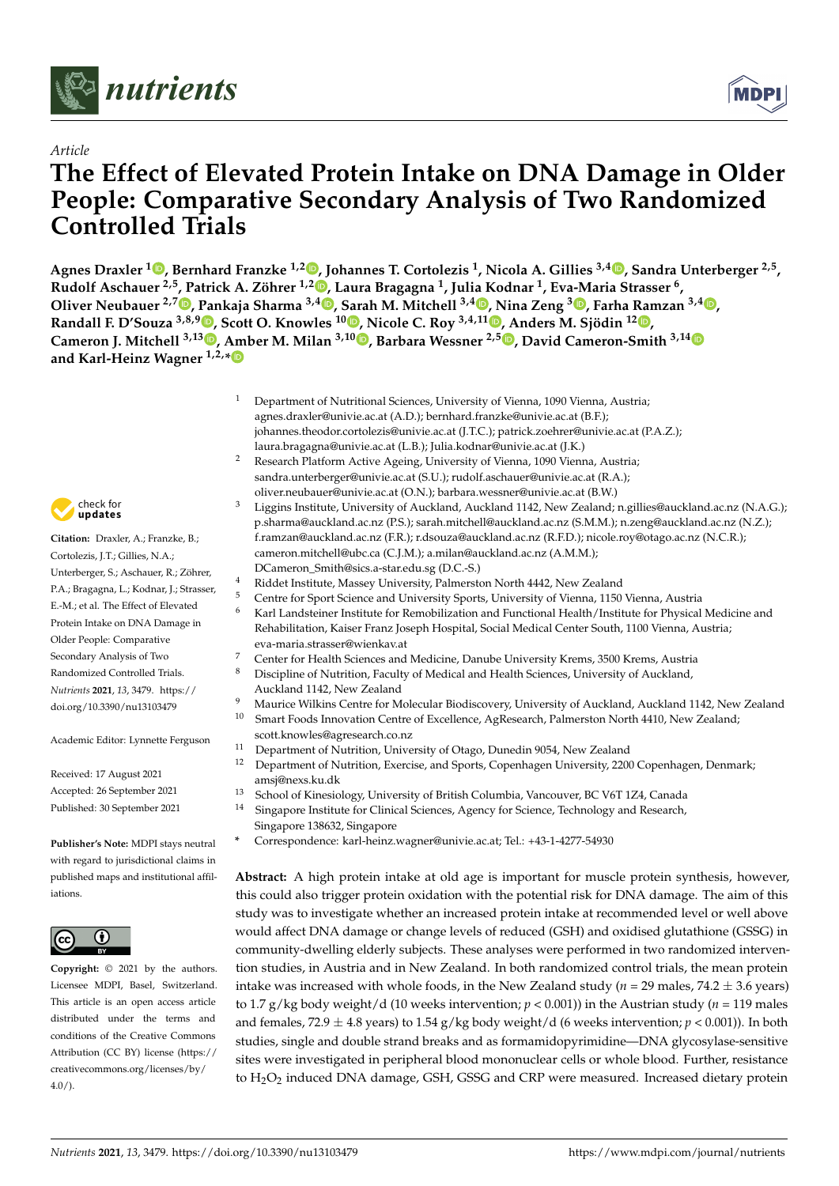*Article*

# The Effect of Elevated Protein Intake on DNA Damage in Older People: Comparative Secondary Analysis of Two Randomized Controlled Trials

**Agnes Draxler [1], Bernhard Franzke [1,2], Johannes T. Cortolezis [1], Nicola A. Gillies [3,4], Sandra Unterberger [2,5], Rudolf Aschauer [2,5], Patrick A. Zöhrer [1,2], Laura Bragagna [1], Julia Kodnar [1], Eva-Maria Strasser [6], Oliver Neubauer [2,7], Pankaja Sharma [3,4], Sarah M. Mitchell [3,4], Nina Zeng [3], Farha Ramzan [3,4], Randall F. D'Souza [3,8,9], Scott O. Knowles [10], Nicole C. Roy [3,4,11], Anders M. Sjödin [12], Cameron J. Mitchell [3,13], Amber M. Milan [3,10], Barbara Wessner [2,5], David Cameron-Smith [3,14] and Karl-Heinz Wagner [1,2,*]**

[1] Department of Nutritional Sciences, University of Vienna, 1090 Vienna, Austria; agnes.draxler@univie.ac.at (A.D.); bernhard.franzke@univie.ac.at (B.F.); johannes.theodor.cortolezis@univie.ac.at (J.T.C.); patrick.zoehrer@univie.ac.at (P.A.Z.); laura.bragagna@univie.ac.at (L.B.); Julia.kodnar@univie.ac.at (J.K.)
[2] Research Platform Active Ageing, University of Vienna, 1090 Vienna, Austria; sandra.unterberger@univie.ac.at (S.U.); rudolf.aschauer@univie.ac.at (R.A.); oliver.neubauer@univie.ac.at (O.N.); barbara.wessner@univie.ac.at (B.W.)
[3] Liggins Institute, University of Auckland, Auckland 1142, New Zealand; n.gillies@auckland.ac.nz (N.A.G.); p.sharma@auckland.ac.nz (P.S.); sarah.mitchell@auckland.ac.nz (S.M.M.); n.zeng@auckland.ac.nz (N.Z.); f.ramzan@auckland.ac.nz (F.R.); r.dsouza@auckland.ac.nz (R.F.D.); nicole.roy@otago.ac.nz (N.C.R.); cameron.mitchell@ubc.ca (C.J.M.); a.milan@auckland.ac.nz (A.M.M.); DCameron_Smith@sics.a-star.edu.sg (D.C.-S.)
[4] Riddet Institute, Massey University, Palmerston North 4442, New Zealand
[5] Centre for Sport Science and University Sports, University of Vienna, 1150 Vienna, Austria
[6] Karl Landsteiner Institute for Remobilization and Functional Health/Institute for Physical Medicine and Rehabilitation, Kaiser Franz Joseph Hospital, Social Medical Center South, 1100 Vienna, Austria; eva-maria.strasser@wienkav.at
[7] Center for Health Sciences and Medicine, Danube University Krems, 3500 Krems, Austria
[8] Discipline of Nutrition, Faculty of Medical and Health Sciences, University of Auckland, Auckland 1142, New Zealand
[9] Maurice Wilkins Centre for Molecular Biodiscovery, University of Auckland, Auckland 1142, New Zealand
[10] Smart Foods Innovation Centre of Excellence, AgResearch, Palmerston North 4410, New Zealand; scott.knowles@agresearch.co.nz
[11] Department of Nutrition, University of Otago, Dunedin 9054, New Zealand
[12] Department of Nutrition, Exercise, and Sports, Copenhagen University, 2200 Copenhagen, Denmark; amsj@nexs.ku.dk
[13] School of Kinesiology, University of British Columbia, Vancouver, BC V6T 1Z4, Canada
[14] Singapore Institute for Clinical Sciences, Agency for Science, Technology and Research, Singapore 138632, Singapore
\* Correspondence: karl-heinz.wagner@univie.ac.at; Tel.: +43-1-4277-54930

**Citation:** Draxler, A.; Franzke, B.; Cortolezis, J.T.; Gillies, N.A.; Unterberger, S.; Aschauer, R.; Zöhrer, P.A.; Bragagna, L.; Kodnar, J.; Strasser, E.-M.; et al. The Effect of Elevated Protein Intake on DNA Damage in Older People: Comparative Secondary Analysis of Two Randomized Controlled Trials. *Nutrients* **2021**, *13*, 3479. https://doi.org/10.3390/nu13103479

Academic Editor: Lynnette Ferguson

Received: 17 August 2021
Accepted: 26 September 2021
Published: 30 September 2021

**Publisher's Note:** MDPI stays neutral with regard to jurisdictional claims in published maps and institutional affiliations.

**Copyright:** © 2021 by the authors. Licensee MDPI, Basel, Switzerland. This article is an open access article distributed under the terms and conditions of the Creative Commons Attribution (CC BY) license (https://creativecommons.org/licenses/by/4.0/).

**Abstract:** A high protein intake at old age is important for muscle protein synthesis, however, this could also trigger protein oxidation with the potential risk for DNA damage. The aim of this study was to investigate whether an increased protein intake at recommended level or well above would affect DNA damage or change levels of reduced (GSH) and oxidised glutathione (GSSG) in community-dwelling elderly subjects. These analyses were performed in two randomized intervention studies, in Austria and in New Zealand. In both randomized control trials, the mean protein intake was increased with whole foods, in the New Zealand study ($n = 29$ males, $74.2 \pm 3.6$ years) to 1.7 g/kg body weight/d (10 weeks intervention; $p < 0.001$)) in the Austrian study ($n = 119$ males and females, $72.9 \pm 4.8$ years) to 1.54 g/kg body weight/d (6 weeks intervention; $p < 0.001$)). In both studies, single and double strand breaks and as formamidopyrimidine—DNA glycosylase-sensitive sites were investigated in peripheral blood mononuclear cells or whole blood. Further, resistance to $H_2O_2$ induced DNA damage, GSH, GSSG and CRP were measured. Increased dietary protein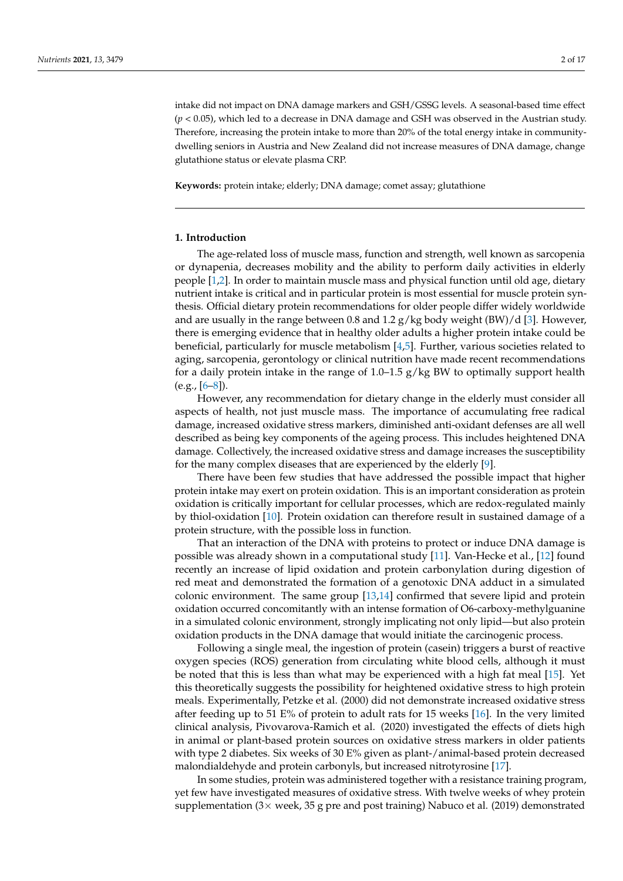intake did not impact on DNA damage markers and GSH/GSSG levels. A seasonal-based time effect ($p < 0.05$), which led to a decrease in DNA damage and GSH was observed in the Austrian study. Therefore, increasing the protein intake to more than 20% of the total energy intake in community-dwelling seniors in Austria and New Zealand did not increase measures of DNA damage, change glutathione status or elevate plasma CRP.

**Keywords:** protein intake; elderly; DNA damage; comet assay; glutathione

## 1. Introduction

The age-related loss of muscle mass, function and strength, well known as sarcopenia or dynapenia, decreases mobility and the ability to perform daily activities in elderly people [1,2]. In order to maintain muscle mass and physical function until old age, dietary nutrient intake is critical and in particular protein is most essential for muscle protein synthesis. Official dietary protein recommendations for older people differ widely worldwide and are usually in the range between 0.8 and 1.2 g/kg body weight (BW)/d [3]. However, there is emerging evidence that in healthy older adults a higher protein intake could be beneficial, particularly for muscle metabolism [4,5]. Further, various societies related to aging, sarcopenia, gerontology or clinical nutrition have made recent recommendations for a daily protein intake in the range of 1.0–1.5 g/kg BW to optimally support health (e.g., [6–8]).

However, any recommendation for dietary change in the elderly must consider all aspects of health, not just muscle mass. The importance of accumulating free radical damage, increased oxidative stress markers, diminished anti-oxidant defenses are all well described as being key components of the ageing process. This includes heightened DNA damage. Collectively, the increased oxidative stress and damage increases the susceptibility for the many complex diseases that are experienced by the elderly [9].

There have been few studies that have addressed the possible impact that higher protein intake may exert on protein oxidation. This is an important consideration as protein oxidation is critically important for cellular processes, which are redox-regulated mainly by thiol-oxidation [10]. Protein oxidation can therefore result in sustained damage of a protein structure, with the possible loss in function.

That an interaction of the DNA with proteins to protect or induce DNA damage is possible was already shown in a computational study [11]. Van-Hecke et al., [12] found recently an increase of lipid oxidation and protein carbonylation during digestion of red meat and demonstrated the formation of a genotoxic DNA adduct in a simulated colonic environment. The same group [13,14] confirmed that severe lipid and protein oxidation occurred concomitantly with an intense formation of O6-carboxy-methylguanine in a simulated colonic environment, strongly implicating not only lipid—but also protein oxidation products in the DNA damage that would initiate the carcinogenic process.

Following a single meal, the ingestion of protein (casein) triggers a burst of reactive oxygen species (ROS) generation from circulating white blood cells, although it must be noted that this is less than what may be experienced with a high fat meal [15]. Yet this theoretically suggests the possibility for heightened oxidative stress to high protein meals. Experimentally, Petzke et al. (2000) did not demonstrate increased oxidative stress after feeding up to 51 E% of protein to adult rats for 15 weeks [16]. In the very limited clinical analysis, Pivovarova-Ramich et al. (2020) investigated the effects of diets high in animal or plant-based protein sources on oxidative stress markers in older patients with type 2 diabetes. Six weeks of 30 E% given as plant-/animal-based protein decreased malondialdehyde and protein carbonyls, but increased nitrotyrosine [17].

In some studies, protein was administered together with a resistance training program, yet few have investigated measures of oxidative stress. With twelve weeks of whey protein supplementation (3× week, 35 g pre and post training) Nabuco et al. (2019) demonstrated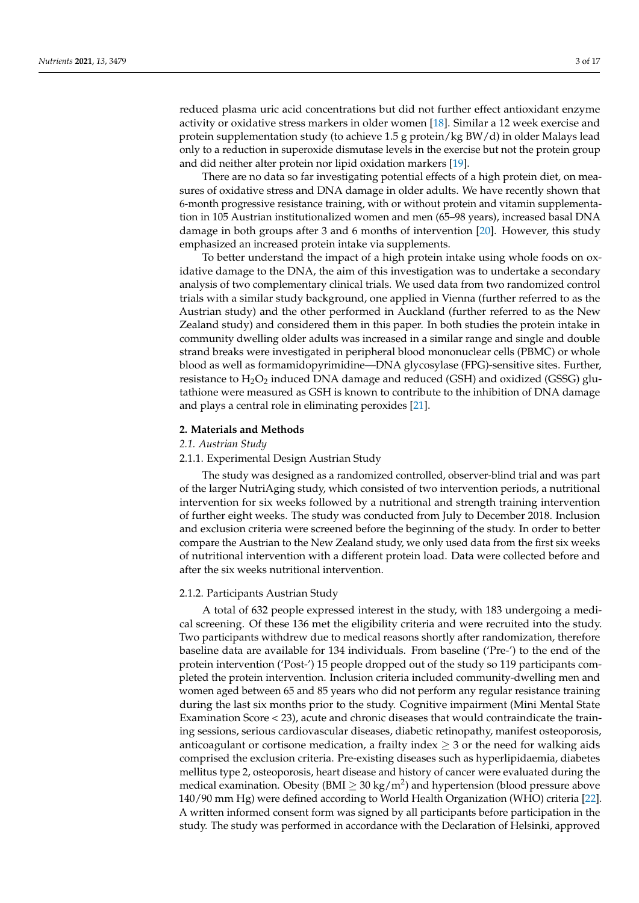reduced plasma uric acid concentrations but did not further effect antioxidant enzyme activity or oxidative stress markers in older women [18]. Similar a 12 week exercise and protein supplementation study (to achieve 1.5 g protein/kg BW/d) in older Malays lead only to a reduction in superoxide dismutase levels in the exercise but not the protein group and did neither alter protein nor lipid oxidation markers [19].

There are no data so far investigating potential effects of a high protein diet, on measures of oxidative stress and DNA damage in older adults. We have recently shown that 6-month progressive resistance training, with or without protein and vitamin supplementation in 105 Austrian institutionalized women and men (65–98 years), increased basal DNA damage in both groups after 3 and 6 months of intervention [20]. However, this study emphasized an increased protein intake via supplements.

To better understand the impact of a high protein intake using whole foods on oxidative damage to the DNA, the aim of this investigation was to undertake a secondary analysis of two complementary clinical trials. We used data from two randomized control trials with a similar study background, one applied in Vienna (further referred to as the Austrian study) and the other performed in Auckland (further referred to as the New Zealand study) and considered them in this paper. In both studies the protein intake in community dwelling older adults was increased in a similar range and single and double strand breaks were investigated in peripheral blood mononuclear cells (PBMC) or whole blood as well as formamidopyrimidine—DNA glycosylase (FPG)-sensitive sites. Further, resistance to $H_2O_2$ induced DNA damage and reduced (GSH) and oxidized (GSSG) glutathione were measured as GSH is known to contribute to the inhibition of DNA damage and plays a central role in eliminating peroxides [21].

## 2. Materials and Methods

### 2.1. Austrian Study

#### 2.1.1. Experimental Design Austrian Study

The study was designed as a randomized controlled, observer-blind trial and was part of the larger NutriAging study, which consisted of two intervention periods, a nutritional intervention for six weeks followed by a nutritional and strength training intervention of further eight weeks. The study was conducted from July to December 2018. Inclusion and exclusion criteria were screened before the beginning of the study. In order to better compare the Austrian to the New Zealand study, we only used data from the first six weeks of nutritional intervention with a different protein load. Data were collected before and after the six weeks nutritional intervention.

#### 2.1.2. Participants Austrian Study

A total of 632 people expressed interest in the study, with 183 undergoing a medical screening. Of these 136 met the eligibility criteria and were recruited into the study. Two participants withdrew due to medical reasons shortly after randomization, therefore baseline data are available for 134 individuals. From baseline ('Pre-') to the end of the protein intervention ('Post-') 15 people dropped out of the study so 119 participants completed the protein intervention. Inclusion criteria included community-dwelling men and women aged between 65 and 85 years who did not perform any regular resistance training during the last six months prior to the study. Cognitive impairment (Mini Mental State Examination Score < 23), acute and chronic diseases that would contraindicate the training sessions, serious cardiovascular diseases, diabetic retinopathy, manifest osteoporosis, anticoagulant or cortisone medication, a frailty index $\geq$ 3 or the need for walking aids comprised the exclusion criteria. Pre-existing diseases such as hyperlipidaemia, diabetes mellitus type 2, osteoporosis, heart disease and history of cancer were evaluated during the medical examination. Obesity (BMI $\geq$ 30 kg/m$^2$) and hypertension (blood pressure above 140/90 mm Hg) were defined according to World Health Organization (WHO) criteria [22]. A written informed consent form was signed by all participants before participation in the study. The study was performed in accordance with the Declaration of Helsinki, approved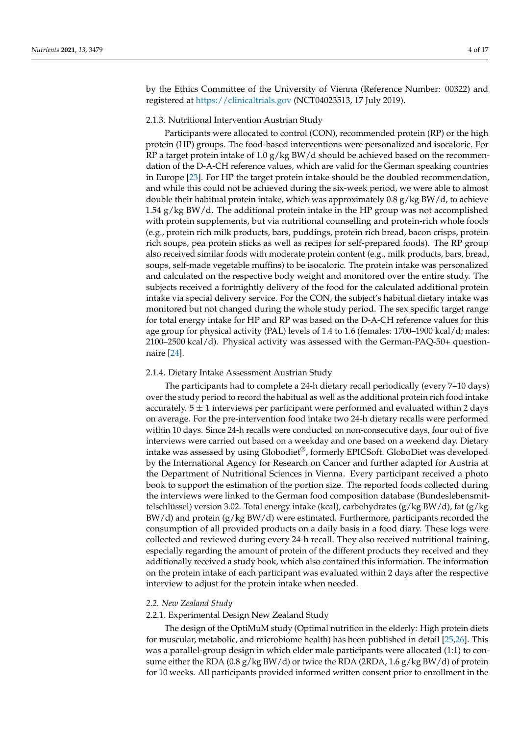by the Ethics Committee of the University of Vienna (Reference Number: 00322) and registered at https://clinicaltrials.gov (NCT04023513, 17 July 2019).

#### 2.1.3. Nutritional Intervention Austrian Study

Participants were allocated to control (CON), recommended protein (RP) or the high protein (HP) groups. The food-based interventions were personalized and isocaloric. For RP a target protein intake of 1.0 g/kg BW/d should be achieved based on the recommendation of the D-A-CH reference values, which are valid for the German speaking countries in Europe [23]. For HP the target protein intake should be the doubled recommendation, and while this could not be achieved during the six-week period, we were able to almost double their habitual protein intake, which was approximately 0.8 g/kg BW/d, to achieve 1.54 g/kg BW/d. The additional protein intake in the HP group was not accomplished with protein supplements, but via nutritional counselling and protein-rich whole foods (e.g., protein rich milk products, bars, puddings, protein rich bread, bacon crisps, protein rich soups, pea protein sticks as well as recipes for self-prepared foods). The RP group also received similar foods with moderate protein content (e.g., milk products, bars, bread, soups, self-made vegetable muffins) to be isocaloric. The protein intake was personalized and calculated on the respective body weight and monitored over the entire study. The subjects received a fortnightly delivery of the food for the calculated additional protein intake via special delivery service. For the CON, the subject's habitual dietary intake was monitored but not changed during the whole study period. The sex specific target range for total energy intake for HP and RP was based on the D-A-CH reference values for this age group for physical activity (PAL) levels of 1.4 to 1.6 (females: 1700–1900 kcal/d; males: 2100–2500 kcal/d). Physical activity was assessed with the German-PAQ-50+ questionnaire [24].

#### 2.1.4. Dietary Intake Assessment Austrian Study

The participants had to complete a 24-h dietary recall periodically (every 7–10 days) over the study period to record the habitual as well as the additional protein rich food intake accurately. 5 ± 1 interviews per participant were performed and evaluated within 2 days on average. For the pre-intervention food intake two 24-h dietary recalls were performed within 10 days. Since 24-h recalls were conducted on non-consecutive days, four out of five interviews were carried out based on a weekday and one based on a weekend day. Dietary intake was assessed by using Globodiet®, formerly EPICSoft. GloboDiet was developed by the International Agency for Research on Cancer and further adapted for Austria at the Department of Nutritional Sciences in Vienna. Every participant received a photo book to support the estimation of the portion size. The reported foods collected during the interviews were linked to the German food composition database (Bundeslebensmittelschlüssel) version 3.02. Total energy intake (kcal), carbohydrates (g/kg BW/d), fat (g/kg BW/d) and protein (g/kg BW/d) were estimated. Furthermore, participants recorded the consumption of all provided products on a daily basis in a food diary. These logs were collected and reviewed during every 24-h recall. They also received nutritional training, especially regarding the amount of protein of the different products they received and they additionally received a study book, which also contained this information. The information on the protein intake of each participant was evaluated within 2 days after the respective interview to adjust for the protein intake when needed.

### *2.2. New Zealand Study*

#### 2.2.1. Experimental Design New Zealand Study

The design of the OptiMuM study (Optimal nutrition in the elderly: High protein diets for muscular, metabolic, and microbiome health) has been published in detail [25,26]. This was a parallel-group design in which elder male participants were allocated (1:1) to consume either the RDA (0.8 g/kg BW/d) or twice the RDA (2RDA, 1.6 g/kg BW/d) of protein for 10 weeks. All participants provided informed written consent prior to enrollment in the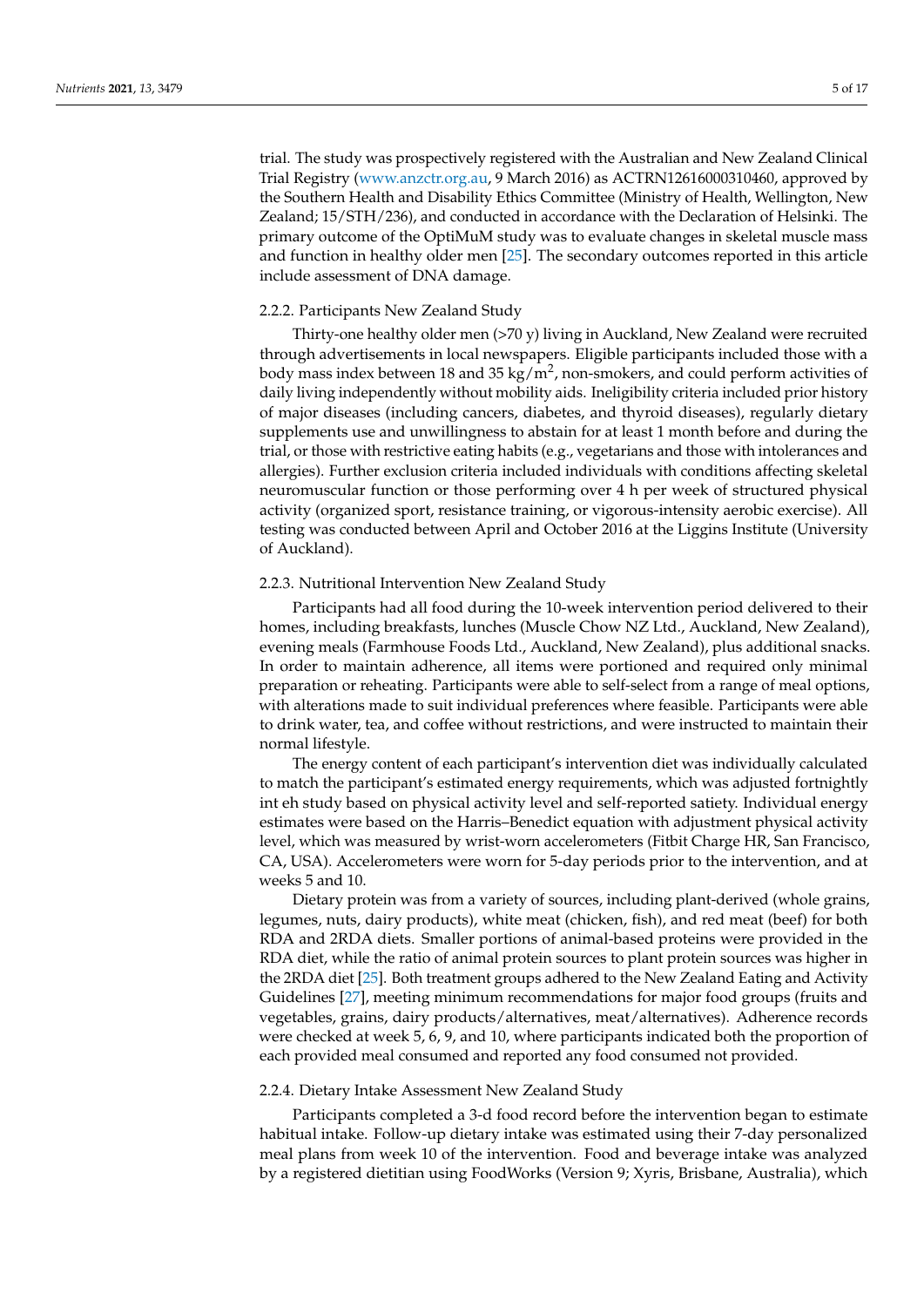trial. The study was prospectively registered with the Australian and New Zealand Clinical Trial Registry (www.anzctr.org.au, 9 March 2016) as ACTRN12616000310460, approved by the Southern Health and Disability Ethics Committee (Ministry of Health, Wellington, New Zealand; 15/STH/236), and conducted in accordance with the Declaration of Helsinki. The primary outcome of the OptiMuM study was to evaluate changes in skeletal muscle mass and function in healthy older men [25]. The secondary outcomes reported in this article include assessment of DNA damage.

#### 2.2.2. Participants New Zealand Study

Thirty-one healthy older men (>70 y) living in Auckland, New Zealand were recruited through advertisements in local newspapers. Eligible participants included those with a body mass index between 18 and 35 kg/m$^2$, non-smokers, and could perform activities of daily living independently without mobility aids. Ineligibility criteria included prior history of major diseases (including cancers, diabetes, and thyroid diseases), regularly dietary supplements use and unwillingness to abstain for at least 1 month before and during the trial, or those with restrictive eating habits (e.g., vegetarians and those with intolerances and allergies). Further exclusion criteria included individuals with conditions affecting skeletal neuromuscular function or those performing over 4 h per week of structured physical activity (organized sport, resistance training, or vigorous-intensity aerobic exercise). All testing was conducted between April and October 2016 at the Liggins Institute (University of Auckland).

#### 2.2.3. Nutritional Intervention New Zealand Study

Participants had all food during the 10-week intervention period delivered to their homes, including breakfasts, lunches (Muscle Chow NZ Ltd., Auckland, New Zealand), evening meals (Farmhouse Foods Ltd., Auckland, New Zealand), plus additional snacks. In order to maintain adherence, all items were portioned and required only minimal preparation or reheating. Participants were able to self-select from a range of meal options, with alterations made to suit individual preferences where feasible. Participants were able to drink water, tea, and coffee without restrictions, and were instructed to maintain their normal lifestyle.

The energy content of each participant's intervention diet was individually calculated to match the participant's estimated energy requirements, which was adjusted fortnightly int eh study based on physical activity level and self-reported satiety. Individual energy estimates were based on the Harris–Benedict equation with adjustment physical activity level, which was measured by wrist-worn accelerometers (Fitbit Charge HR, San Francisco, CA, USA). Accelerometers were worn for 5-day periods prior to the intervention, and at weeks 5 and 10.

Dietary protein was from a variety of sources, including plant-derived (whole grains, legumes, nuts, dairy products), white meat (chicken, fish), and red meat (beef) for both RDA and 2RDA diets. Smaller portions of animal-based proteins were provided in the RDA diet, while the ratio of animal protein sources to plant protein sources was higher in the 2RDA diet [25]. Both treatment groups adhered to the New Zealand Eating and Activity Guidelines [27], meeting minimum recommendations for major food groups (fruits and vegetables, grains, dairy products/alternatives, meat/alternatives). Adherence records were checked at week 5, 6, 9, and 10, where participants indicated both the proportion of each provided meal consumed and reported any food consumed not provided.

#### 2.2.4. Dietary Intake Assessment New Zealand Study

Participants completed a 3-d food record before the intervention began to estimate habitual intake. Follow-up dietary intake was estimated using their 7-day personalized meal plans from week 10 of the intervention. Food and beverage intake was analyzed by a registered dietitian using FoodWorks (Version 9; Xyris, Brisbane, Australia), which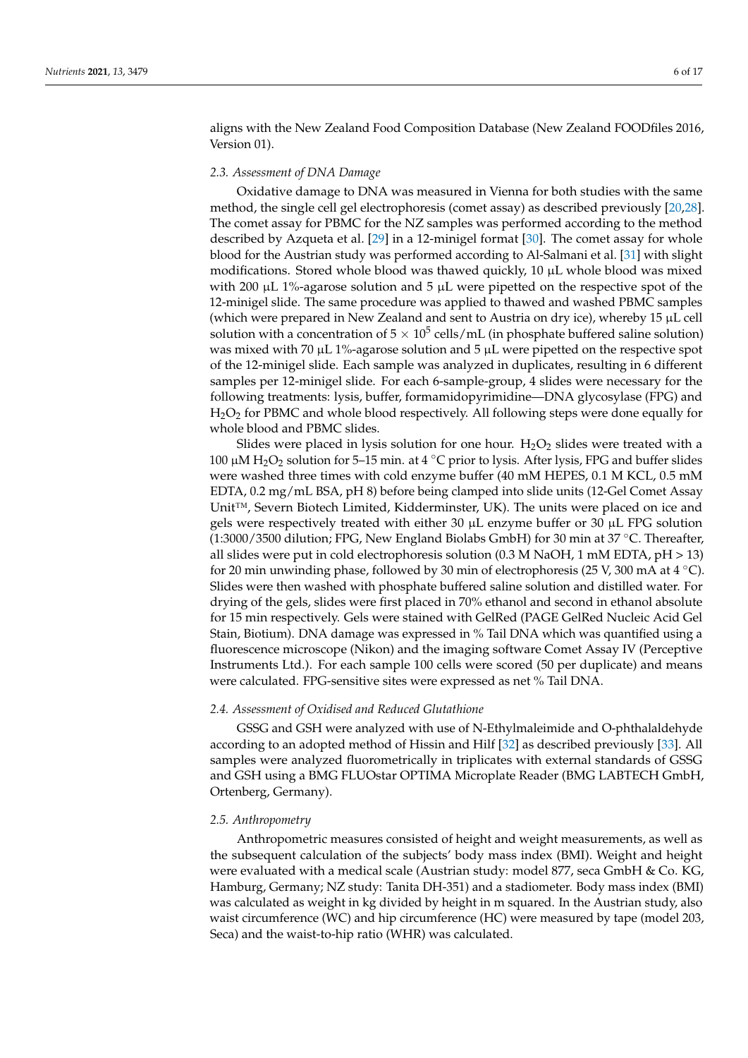aligns with the New Zealand Food Composition Database (New Zealand FOODfiles 2016, Version 01).

### *2.3. Assessment of DNA Damage*

Oxidative damage to DNA was measured in Vienna for both studies with the same method, the single cell gel electrophoresis (comet assay) as described previously [20,28]. The comet assay for PBMC for the NZ samples was performed according to the method described by Azqueta et al. [29] in a 12-minigel format [30]. The comet assay for whole blood for the Austrian study was performed according to Al-Salmani et al. [31] with slight modifications. Stored whole blood was thawed quickly, 10 µL whole blood was mixed with 200 µL 1%-agarose solution and 5 µL were pipetted on the respective spot of the 12-minigel slide. The same procedure was applied to thawed and washed PBMC samples (which were prepared in New Zealand and sent to Austria on dry ice), whereby 15 µL cell solution with a concentration of $5 \times 10^5$ cells/mL (in phosphate buffered saline solution) was mixed with 70 µL 1%-agarose solution and 5 µL were pipetted on the respective spot of the 12-minigel slide. Each sample was analyzed in duplicates, resulting in 6 different samples per 12-minigel slide. For each 6-sample-group, 4 slides were necessary for the following treatments: lysis, buffer, formamidopyrimidine—DNA glycosylase (FPG) and $H_2O_2$ for PBMC and whole blood respectively. All following steps were done equally for whole blood and PBMC slides.

Slides were placed in lysis solution for one hour. $H_2O_2$ slides were treated with a 100 µM $H_2O_2$ solution for 5–15 min. at 4 °C prior to lysis. After lysis, FPG and buffer slides were washed three times with cold enzyme buffer (40 mM HEPES, 0.1 M KCL, 0.5 mM EDTA, 0.2 mg/mL BSA, pH 8) before being clamped into slide units (12-Gel Comet Assay Unit™, Severn Biotech Limited, Kidderminster, UK). The units were placed on ice and gels were respectively treated with either 30 µL enzyme buffer or 30 µL FPG solution (1:3000/3500 dilution; FPG, New England Biolabs GmbH) for 30 min at 37 °C. Thereafter, all slides were put in cold electrophoresis solution (0.3 M NaOH, 1 mM EDTA, pH > 13) for 20 min unwinding phase, followed by 30 min of electrophoresis (25 V, 300 mA at 4 °C). Slides were then washed with phosphate buffered saline solution and distilled water. For drying of the gels, slides were first placed in 70% ethanol and second in ethanol absolute for 15 min respectively. Gels were stained with GelRed (PAGE GelRed Nucleic Acid Gel Stain, Biotium). DNA damage was expressed in % Tail DNA which was quantified using a fluorescence microscope (Nikon) and the imaging software Comet Assay IV (Perceptive Instruments Ltd.). For each sample 100 cells were scored (50 per duplicate) and means were calculated. FPG-sensitive sites were expressed as net % Tail DNA.

### *2.4. Assessment of Oxidised and Reduced Glutathione*

GSSG and GSH were analyzed with use of N-Ethylmaleimide and O-phthalaldehyde according to an adopted method of Hissin and Hilf [32] as described previously [33]. All samples were analyzed fluorometrically in triplicates with external standards of GSSG and GSH using a BMG FLUOstar OPTIMA Microplate Reader (BMG LABTECH GmbH, Ortenberg, Germany).

### *2.5. Anthropometry*

Anthropometric measures consisted of height and weight measurements, as well as the subsequent calculation of the subjects' body mass index (BMI). Weight and height were evaluated with a medical scale (Austrian study: model 877, seca GmbH & Co. KG, Hamburg, Germany; NZ study: Tanita DH-351) and a stadiometer. Body mass index (BMI) was calculated as weight in kg divided by height in m squared. In the Austrian study, also waist circumference (WC) and hip circumference (HC) were measured by tape (model 203, Seca) and the waist-to-hip ratio (WHR) was calculated.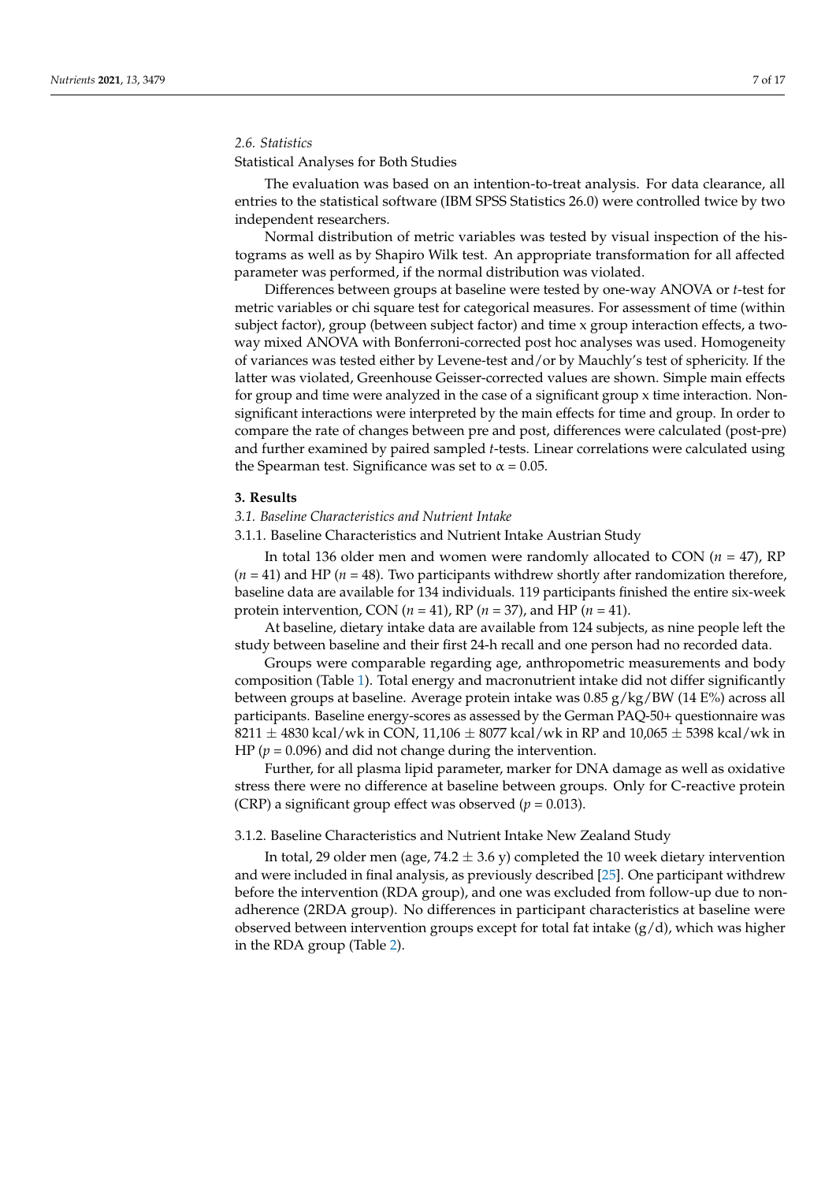### 2.6. Statistics

Statistical Analyses for Both Studies

The evaluation was based on an intention-to-treat analysis. For data clearance, all entries to the statistical software (IBM SPSS Statistics 26.0) were controlled twice by two independent researchers.

Normal distribution of metric variables was tested by visual inspection of the histograms as well as by Shapiro Wilk test. An appropriate transformation for all affected parameter was performed, if the normal distribution was violated.

Differences between groups at baseline were tested by one-way ANOVA or *t*-test for metric variables or chi square test for categorical measures. For assessment of time (within subject factor), group (between subject factor) and time x group interaction effects, a two-way mixed ANOVA with Bonferroni-corrected post hoc analyses was used. Homogeneity of variances was tested either by Levene-test and/or by Mauchly's test of sphericity. If the latter was violated, Greenhouse Geisser-corrected values are shown. Simple main effects for group and time were analyzed in the case of a significant group x time interaction. Non-significant interactions were interpreted by the main effects for time and group. In order to compare the rate of changes between pre and post, differences were calculated (post-pre) and further examined by paired sampled *t*-tests. Linear correlations were calculated using the Spearman test. Significance was set to $\alpha = 0.05$.

## 3. Results

### 3.1. Baseline Characteristics and Nutrient Intake

#### 3.1.1. Baseline Characteristics and Nutrient Intake Austrian Study

In total 136 older men and women were randomly allocated to CON ($n = 47$), RP ($n = 41$) and HP ($n = 48$). Two participants withdrew shortly after randomization therefore, baseline data are available for 134 individuals. 119 participants finished the entire six-week protein intervention, CON ($n = 41$), RP ($n = 37$), and HP ($n = 41$).

At baseline, dietary intake data are available from 124 subjects, as nine people left the study between baseline and their first 24-h recall and one person had no recorded data.

Groups were comparable regarding age, anthropometric measurements and body composition (Table 1). Total energy and macronutrient intake did not differ significantly between groups at baseline. Average protein intake was 0.85 g/kg/BW (14 E%) across all participants. Baseline energy-scores as assessed by the German PAQ-50+ questionnaire was 8211 ± 4830 kcal/wk in CON, 11,106 ± 8077 kcal/wk in RP and 10,065 ± 5398 kcal/wk in HP ($p = 0.096$) and did not change during the intervention.

Further, for all plasma lipid parameter, marker for DNA damage as well as oxidative stress there were no difference at baseline between groups. Only for C-reactive protein (CRP) a significant group effect was observed ($p = 0.013$).

#### 3.1.2. Baseline Characteristics and Nutrient Intake New Zealand Study

In total, 29 older men (age, 74.2 ± 3.6 y) completed the 10 week dietary intervention and were included in final analysis, as previously described [25]. One participant withdrew before the intervention (RDA group), and one was excluded from follow-up due to non-adherence (2RDA group). No differences in participant characteristics at baseline were observed between intervention groups except for total fat intake (g/d), which was higher in the RDA group (Table 2).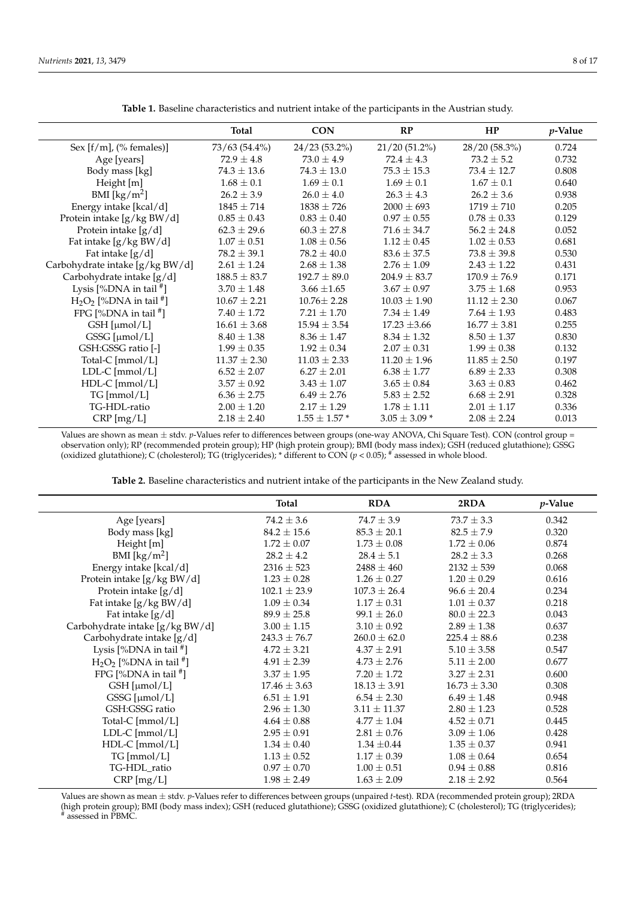**Table 1.** Baseline characteristics and nutrient intake of the participants in the Austrian study.

| | Total | CON | RP | HP | *p*-Value |
|---|---|---|---|---|---|
| Sex [f/m], (% females)] | 73/63 (54.4%) | 24/23 (53.2%) | 21/20 (51.2%) | 28/20 (58.3%) | 0.724 |
| Age [years] | 72.9 ± 4.8 | 73.0 ± 4.9 | 72.4 ± 4.3 | 73.2 ± 5.2 | 0.732 |
| Body mass [kg] | 74.3 ± 13.6 | 74.3 ± 13.0 | 75.3 ± 15.3 | 73.4 ± 12.7 | 0.808 |
| Height [m] | 1.68 ± 0.1 | 1.69 ± 0.1 | 1.69 ± 0.1 | 1.67 ± 0.1 | 0.640 |
| BMI [kg/m$^2$] | 26.2 ± 3.9 | 26.0 ± 4.0 | 26.3 ± 4.3 | 26.2 ± 3.6 | 0.938 |
| Energy intake [kcal/d] | 1845 ± 714 | 1838 ± 726 | 2000 ± 693 | 1719 ± 710 | 0.205 |
| Protein intake [g/kg BW/d] | 0.85 ± 0.43 | 0.83 ± 0.40 | 0.97 ± 0.55 | 0.78 ± 0.33 | 0.129 |
| Protein intake [g/d] | 62.3 ± 29.6 | 60.3 ± 27.8 | 71.6 ± 34.7 | 56.2 ± 24.8 | 0.052 |
| Fat intake [g/kg BW/d] | 1.07 ± 0.51 | 1.08 ± 0.56 | 1.12 ± 0.45 | 1.02 ± 0.53 | 0.681 |
| Fat intake [g/d] | 78.2 ± 39.1 | 78.2 ± 40.0 | 83.6 ± 37.5 | 73.8 ± 39.8 | 0.530 |
| Carbohydrate intake [g/kg BW/d] | 2.61 ± 1.24 | 2.68 ± 1.38 | 2.76 ± 1.09 | 2.43 ± 1.22 | 0.431 |
| Carbohydrate intake [g/d] | 188.5 ± 83.7 | 192.7 ± 89.0 | 204.9 ± 83.7 | 170.9 ± 76.9 | 0.171 |
| Lysis [%DNA in tail [#]] | 3.70 ± 1.48 | 3.66 ±1.65 | 3.67 ± 0.97 | 3.75 ± 1.68 | 0.953 |
| $H_2O_2$ [%DNA in tail [#]] | 10.67 ± 2.21 | 10.76± 2.28 | 10.03 ± 1.90 | 11.12 ± 2.30 | 0.067 |
| FPG [%DNA in tail [#]] | 7.40 ± 1.72 | 7.21 ± 1.70 | 7.34 ± 1.49 | 7.64 ± 1.93 | 0.483 |
| GSH [µmol/L] | 16.61 ± 3.68 | 15.94 ± 3.54 | 17.23 ±3.66 | 16.77 ± 3.81 | 0.255 |
| GSSG [µmol/L] | 8.40 ± 1.38 | 8.36 ± 1.47 | 8.34 ± 1.32 | 8.50 ± 1.37 | 0.830 |
| GSH:GSSG ratio [-] | 1.99 ± 0.35 | 1.92 ± 0.34 | 2.07 ± 0.31 | 1.99 ± 0.38 | 0.132 |
| Total-C [mmol/L] | 11.37 ± 2.30 | 11.03 ± 2.33 | 11.20 ± 1.96 | 11.85 ± 2.50 | 0.197 |
| LDL-C [mmol/L] | 6.52 ± 2.07 | 6.27 ± 2.01 | 6.38 ± 1.77 | 6.89 ± 2.33 | 0.308 |
| HDL-C [mmol/L] | 3.57 ± 0.92 | 3.43 ± 1.07 | 3.65 ± 0.84 | 3.63 ± 0.83 | 0.462 |
| TG [mmol/L] | 6.36 ± 2.75 | 6.49 ± 2.76 | 5.83 ± 2.52 | 6.68 ± 2.91 | 0.328 |
| TG-HDL-ratio | 2.00 ± 1.20 | 2.17 ± 1.29 | 1.78 ± 1.11 | 2.01 ± 1.17 | 0.336 |
| CRP [mg/L] | 2.18 ± 2.40 | 1.55 ± 1.57 * | 3.05 ± 3.09 * | 2.08 ± 2.24 | 0.013 |

Values are shown as mean ± stdv. *p*-Values refer to differences between groups (one-way ANOVA, Chi Square Test). CON (control group = observation only); RP (recommended protein group); HP (high protein group); BMI (body mass index); GSH (reduced glutathione); GSSG (oxidized glutathione); C (cholesterol); TG (triglycerides); * different to CON ($p < 0.05$); [#] assessed in whole blood.

**Table 2.** Baseline characteristics and nutrient intake of the participants in the New Zealand study.

| | Total | RDA | 2RDA | *p*-Value |
|---|---|---|---|---|
| Age [years] | 74.2 ± 3.6 | 74.7 ± 3.9 | 73.7 ± 3.3 | 0.342 |
| Body mass [kg] | 84.2 ± 15.6 | 85.3 ± 20.1 | 82.5 ± 7.9 | 0.320 |
| Height [m] | 1.72 ± 0.07 | 1.73 ± 0.08 | 1.72 ± 0.06 | 0.874 |
| BMI [kg/m$^2$] | 28.2 ± 4.2 | 28.4 ± 5.1 | 28.2 ± 3.3 | 0.268 |
| Energy intake [kcal/d] | 2316 ± 523 | 2488 ± 460 | 2132 ± 539 | 0.068 |
| Protein intake [g/kg BW/d] | 1.23 ± 0.28 | 1.26 ± 0.27 | 1.20 ± 0.29 | 0.616 |
| Protein intake [g/d] | 102.1 ± 23.9 | 107.3 ± 26.4 | 96.6 ± 20.4 | 0.234 |
| Fat intake [g/kg BW/d] | 1.09 ± 0.34 | 1.17 ± 0.31 | 1.01 ± 0.37 | 0.218 |
| Fat intake [g/d] | 89.9 ± 25.8 | 99.1 ± 26.0 | 80.0 ± 22.3 | 0.043 |
| Carbohydrate intake [g/kg BW/d] | 3.00 ± 1.15 | 3.10 ± 0.92 | 2.89 ± 1.38 | 0.637 |
| Carbohydrate intake [g/d] | 243.3 ± 76.7 | 260.0 ± 62.0 | 225.4 ± 88.6 | 0.238 |
| Lysis [%DNA in tail [#]] | 4.72 ± 3.21 | 4.37 ± 2.91 | 5.10 ± 3.58 | 0.547 |
| $H_2O_2$ [%DNA in tail [#]] | 4.91 ± 2.39 | 4.73 ± 2.76 | 5.11 ± 2.00 | 0.677 |
| FPG [%DNA in tail [#]] | 3.37 ± 1.95 | 7.20 ± 1.72 | 3.27 ± 2.31 | 0.600 |
| GSH [µmol/L] | 17.46 ± 3.63 | 18.13 ± 3.91 | 16.73 ± 3.30 | 0.308 |
| GSSG [µmol/L] | 6.51 ± 1.91 | 6.54 ± 2.30 | 6.49 ± 1.48 | 0.948 |
| GSH:GSSG ratio | 2.96 ± 1.30 | 3.11 ± 11.37 | 2.80 ± 1.23 | 0.528 |
| Total-C [mmol/L] | 4.64 ± 0.88 | 4.77 ± 1.04 | 4.52 ± 0.71 | 0.445 |
| LDL-C [mmol/L] | 2.95 ± 0.91 | 2.81 ± 0.76 | 3.09 ± 1.06 | 0.428 |
| HDL-C [mmol/L] | 1.34 ± 0.40 | 1.34 ±0.44 | 1.35 ± 0.37 | 0.941 |
| TG [mmol/L] | 1.13 ± 0.52 | 1.17 ± 0.39 | 1.08 ± 0.64 | 0.654 |
| TG-HDL_ratio | 0.97 ± 0.70 | 1.00 ± 0.51 | 0.94 ± 0.88 | 0.816 |
| CRP [mg/L] | 1.98 ± 2.49 | 1.63 ± 2.09 | 2.18 ± 2.92 | 0.564 |

Values are shown as mean ± stdv. *p*-Values refer to differences between groups (unpaired *t*-test). RDA (recommended protein group); 2RDA (high protein group); BMI (body mass index); GSH (reduced glutathione); GSSG (oxidized glutathione); C (cholesterol); TG (triglycerides); [#] assessed in PBMC.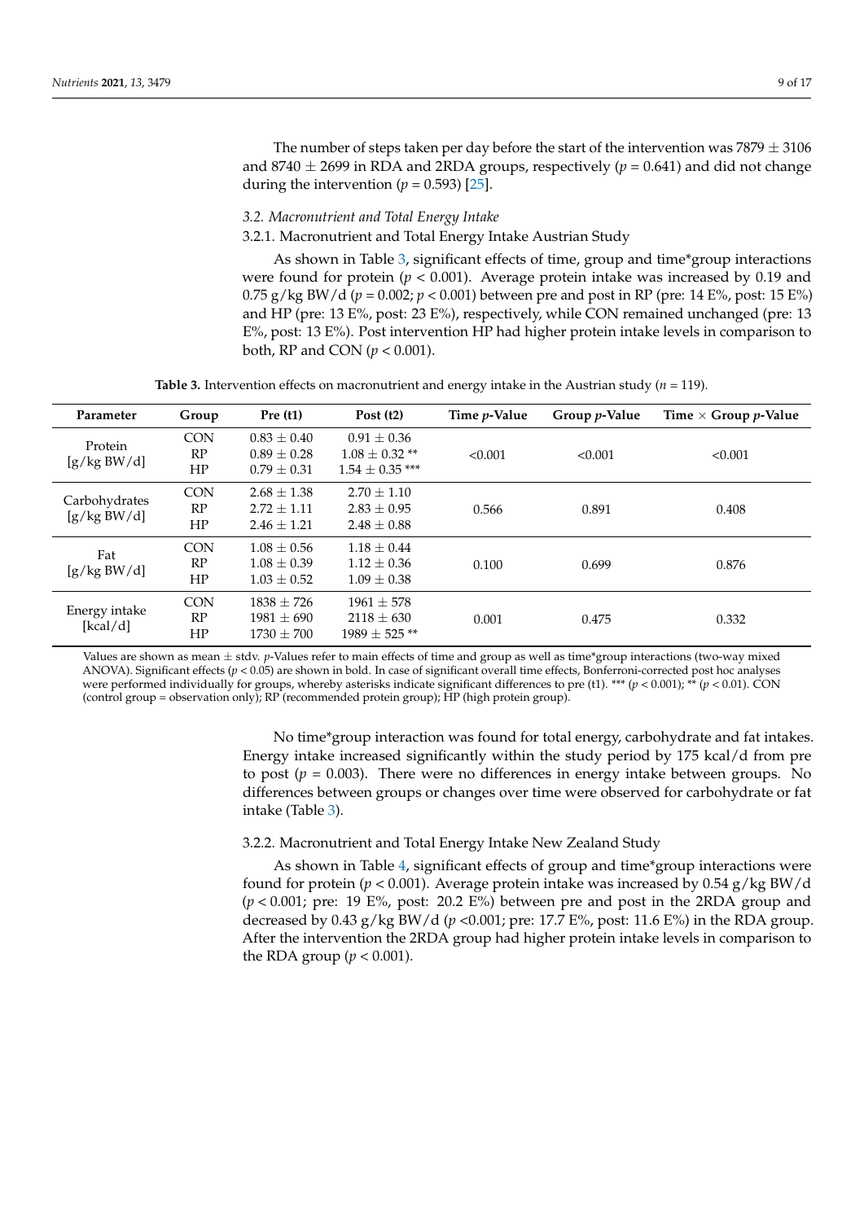The number of steps taken per day before the start of the intervention was 7879 ± 3106 and 8740 ± 2699 in RDA and 2RDA groups, respectively ($p$ = 0.641) and did not change during the intervention ($p$ = 0.593) [25].

### *3.2. Macronutrient and Total Energy Intake*

#### 3.2.1. Macronutrient and Total Energy Intake Austrian Study

As shown in Table 3, significant effects of time, group and time*group interactions were found for protein ($p$ < 0.001). Average protein intake was increased by 0.19 and 0.75 g/kg BW/d ($p$ = 0.002; $p$ < 0.001) between pre and post in RP (pre: 14 E%, post: 15 E%) and HP (pre: 13 E%, post: 23 E%), respectively, while CON remained unchanged (pre: 13 E%, post: 13 E%). Post intervention HP had higher protein intake levels in comparison to both, RP and CON ($p$ < 0.001).

**Table 3.** Intervention effects on macronutrient and energy intake in the Austrian study ($n$ = 119).

| Parameter | Group | Pre (t1) | Post (t2) | Time $p$-Value | Group $p$-Value | Time × Group $p$-Value |
|---|---|---|---|---|---|---|
| Protein [g/kg BW/d] | CON | 0.83 ± 0.40 | 0.91 ± 0.36 | **<0.001** | **<0.001** | **<0.001** |
| | RP | 0.89 ± 0.28 | 1.08 ± 0.32 ** | | | |
| | HP | 0.79 ± 0.31 | 1.54 ± 0.35 *** | | | |
| Carbohydrates [g/kg BW/d] | CON | 2.68 ± 1.38 | 2.70 ± 1.10 | 0.566 | 0.891 | 0.408 |
| | RP | 2.72 ± 1.11 | 2.83 ± 0.95 | | | |
| | HP | 2.46 ± 1.21 | 2.48 ± 0.88 | | | |
| Fat [g/kg BW/d] | CON | 1.08 ± 0.56 | 1.18 ± 0.44 | 0.100 | 0.699 | 0.876 |
| | RP | 1.08 ± 0.39 | 1.12 ± 0.36 | | | |
| | HP | 1.03 ± 0.52 | 1.09 ± 0.38 | | | |
| Energy intake [kcal/d] | CON | 1838 ± 726 | 1961 ± 578 | **0.001** | 0.475 | 0.332 |
| | RP | 1981 ± 690 | 2118 ± 630 | | | |
| | HP | 1730 ± 700 | 1989 ± 525 ** | | | |

Values are shown as mean ± stdv. $p$-Values refer to main effects of time and group as well as time*group interactions (two-way mixed ANOVA). Significant effects ($p$ < 0.05) are shown in bold. In case of significant overall time effects, Bonferroni-corrected post hoc analyses were performed individually for groups, whereby asterisks indicate significant differences to pre (t1). *** ($p$ < 0.001); ** ($p$ < 0.01). CON (control group = observation only); RP (recommended protein group); HP (high protein group).

No time*group interaction was found for total energy, carbohydrate and fat intakes. Energy intake increased significantly within the study period by 175 kcal/d from pre to post ($p$ = 0.003). There were no differences in energy intake between groups. No differences between groups or changes over time were observed for carbohydrate or fat intake (Table 3).

#### 3.2.2. Macronutrient and Total Energy Intake New Zealand Study

As shown in Table 4, significant effects of group and time*group interactions were found for protein ($p$ < 0.001). Average protein intake was increased by 0.54 g/kg BW/d ($p$ < 0.001; pre: 19 E%, post: 20.2 E%) between pre and post in the 2RDA group and decreased by 0.43 g/kg BW/d ($p$ <0.001; pre: 17.7 E%, post: 11.6 E%) in the RDA group. After the intervention the 2RDA group had higher protein intake levels in comparison to the RDA group ($p$ < 0.001).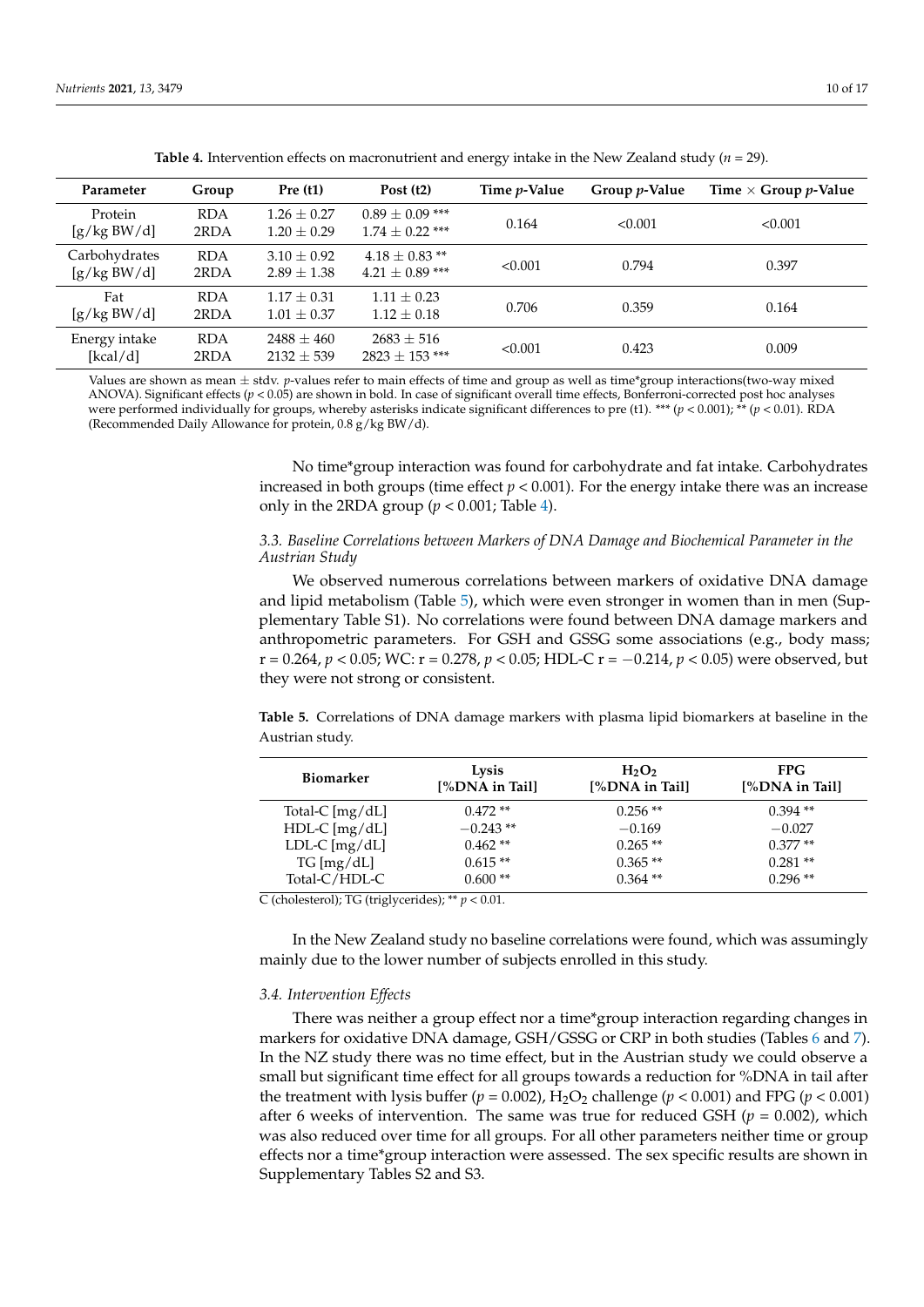**Table 4.** Intervention effects on macronutrient and energy intake in the New Zealand study ($n$ = 29).

| Parameter | Group | Pre (t1) | Post (t2) | Time $p$-Value | Group $p$-Value | Time × Group $p$-Value |
|---|---|---|---|---|---|---|
| Protein [g/kg BW/d] | RDA<br>2RDA | 1.26 ± 0.27<br>1.20 ± 0.29 | 0.89 ± 0.09 ***<br>1.74 ± 0.22 *** | 0.164 | **<0.001** | **<0.001** |
| Carbohydrates [g/kg BW/d] | RDA<br>2RDA | 3.10 ± 0.92<br>2.89 ± 1.38 | 4.18 ± 0.83 **<br>4.21 ± 0.89 *** | **<0.001** | 0.794 | 0.397 |
| Fat [g/kg BW/d] | RDA<br>2RDA | 1.17 ± 0.31<br>1.01 ± 0.37 | 1.11 ± 0.23<br>1.12 ± 0.18 | 0.706 | 0.359 | 0.164 |
| Energy intake [kcal/d] | RDA<br>2RDA | 2488 ± 460<br>2132 ± 539 | 2683 ± 516<br>2823 ± 153 *** | **<0.001** | 0.423 | **0.009** |

Values are shown as mean ± stdv. $p$-values refer to main effects of time and group as well as time*group interactions(two-way mixed ANOVA). Significant effects ($p$ < 0.05) are shown in bold. In case of significant overall time effects, Bonferroni-corrected post hoc analyses were performed individually for groups, whereby asterisks indicate significant differences to pre (t1). *** ($p$ < 0.001); ** ($p$ < 0.01). RDA (Recommended Daily Allowance for protein, 0.8 g/kg BW/d).

No time*group interaction was found for carbohydrate and fat intake. Carbohydrates increased in both groups (time effect $p$ < 0.001). For the energy intake there was an increase only in the 2RDA group ($p$ < 0.001; Table 4).

### 3.3. Baseline Correlations between Markers of DNA Damage and Biochemical Parameter in the Austrian Study

We observed numerous correlations between markers of oxidative DNA damage and lipid metabolism (Table 5), which were even stronger in women than in men (Supplementary Table S1). No correlations were found between DNA damage markers and anthropometric parameters. For GSH and GSSG some associations (e.g., body mass; r = 0.264, $p$ < 0.05; WC: r = 0.278, $p$ < 0.05; HDL-C r = −0.214, $p$ < 0.05) were observed, but they were not strong or consistent.

**Table 5.** Correlations of DNA damage markers with plasma lipid biomarkers at baseline in the Austrian study.

| Biomarker | Lysis [%DNA in Tail] | $H_2O_2$ [%DNA in Tail] | FPG [%DNA in Tail] |
|---|---|---|---|
| Total-C [mg/dL] | 0.472 ** | 0.256 ** | 0.394 ** |
| HDL-C [mg/dL] | −0.243 ** | −0.169 | −0.027 |
| LDL-C [mg/dL] | 0.462 ** | 0.265 ** | 0.377 ** |
| TG [mg/dL] | 0.615 ** | 0.365 ** | 0.281 ** |
| Total-C/HDL-C | 0.600 ** | 0.364 ** | 0.296 ** |

C (cholesterol); TG (triglycerides); ** $p$ < 0.01.

In the New Zealand study no baseline correlations were found, which was assumingly mainly due to the lower number of subjects enrolled in this study.

### 3.4. Intervention Effects

There was neither a group effect nor a time*group interaction regarding changes in markers for oxidative DNA damage, GSH/GSSG or CRP in both studies (Tables 6 and 7). In the NZ study there was no time effect, but in the Austrian study we could observe a small but significant time effect for all groups towards a reduction for %DNA in tail after the treatment with lysis buffer ($p$ = 0.002), $H_2O_2$ challenge ($p$ < 0.001) and FPG ($p$ < 0.001) after 6 weeks of intervention. The same was true for reduced GSH ($p$ = 0.002), which was also reduced over time for all groups. For all other parameters neither time or group effects nor a time*group interaction were assessed. The sex specific results are shown in Supplementary Tables S2 and S3.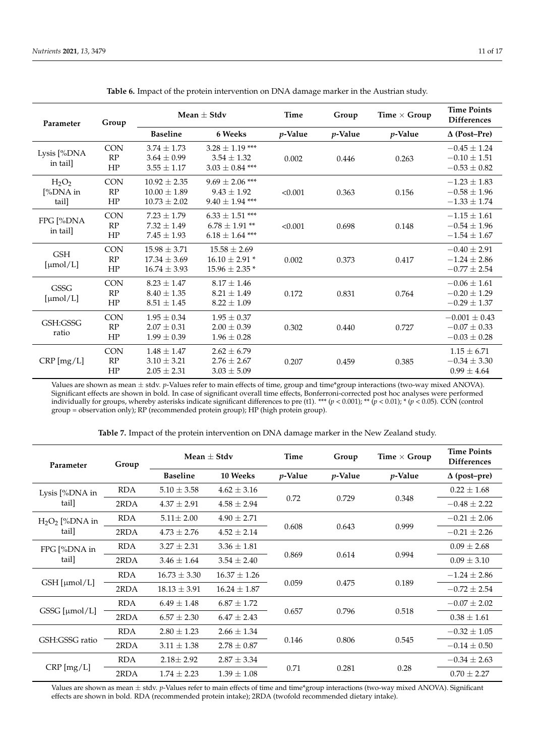**Table 6.** Impact of the protein intervention on DNA damage marker in the Austrian study.

| Parameter | Group | Mean ± Stdv | | Time | Group | Time × Group | Time Points Differences |
|---|---|---|---|---|---|---|---|
| | | Baseline | 6 Weeks | *p*-Value | *p*-Value | *p*-Value | Δ (Post–Pre) |
| Lysis [%DNA in tail] | CON | 3.74 ± 1.73 | 3.28 ± 1.19 *** | 0.002 | 0.446 | 0.263 | −0.45 ± 1.24 |
| | RP | 3.64 ± 0.99 | 3.54 ± 1.32 | | | | −0.10 ± 1.51 |
| | HP | 3.55 ± 1.17 | 3.03 ± 0.84 *** | | | | −0.53 ± 0.82 |
| $H_2O_2$ [%DNA in tail] | CON | 10.92 ± 2.35 | 9.69 ± 2.06 *** | <0.001 | 0.363 | 0.156 | −1.23 ± 1.83 |
| | RP | 10.00 ± 1.89 | 9.43 ± 1.92 | | | | −0.58 ± 1.96 |
| | HP | 10.73 ± 2.02 | 9.40 ± 1.94 *** | | | | −1.33 ± 1.74 |
| FPG [%DNA in tail] | CON | 7.23 ± 1.79 | 6.33 ± 1.51 *** | <0.001 | 0.698 | 0.148 | −1.15 ± 1.61 |
| | RP | 7.32 ± 1.49 | 6.78 ± 1.91 ** | | | | −0.54 ± 1.96 |
| | HP | 7.45 ± 1.93 | 6.18 ± 1.64 *** | | | | −1.54 ± 1.67 |
| GSH [μmol/L] | CON | 15.98 ± 3.71 | 15.58 ± 2.69 | 0.002 | 0.373 | 0.417 | −0.40 ± 2.91 |
| | RP | 17.34 ± 3.69 | 16.10 ± 2.91 * | | | | −1.24 ± 2.86 |
| | HP | 16.74 ± 3.93 | 15.96 ± 2.35 * | | | | −0.77 ± 2.54 |
| GSSG [μmol/L] | CON | 8.23 ± 1.47 | 8.17 ± 1.46 | 0.172 | 0.831 | 0.764 | −0.06 ± 1.61 |
| | RP | 8.40 ± 1.35 | 8.21 ± 1.49 | | | | −0.20 ± 1.29 |
| | HP | 8.51 ± 1.45 | 8.22 ± 1.09 | | | | −0.29 ± 1.37 |
| GSH:GSSG ratio | CON | 1.95 ± 0.34 | 1.95 ± 0.37 | 0.302 | 0.440 | 0.727 | −0.001 ± 0.43 |
| | RP | 2.07 ± 0.31 | 2.00 ± 0.39 | | | | −0.07 ± 0.33 |
| | HP | 1.99 ± 0.39 | 1.96 ± 0.28 | | | | −0.03 ± 0.28 |
| CRP [mg/L] | CON | 1.48 ± 1.47 | 2.62 ± 6.79 | 0.207 | 0.459 | 0.385 | 1.15 ± 6.71 |
| | RP | 3.10 ± 3.21 | 2.76 ± 2.67 | | | | −0.34 ± 3.30 |
| | HP | 2.05 ± 2.31 | 3.03 ± 5.09 | | | | 0.99 ± 4.64 |

Values are shown as mean ± stdv. *p*-Values refer to main effects of time, group and time*group interactions (two-way mixed ANOVA). Significant effects are shown in bold. In case of significant overall time effects, Bonferroni-corrected post hoc analyses were performed individually for groups, whereby asterisks indicate significant differences to pre (t1). *** ($p < 0.001$); ** ($p < 0.01$); * ($p < 0.05$). CON (control group = observation only); RP (recommended protein group); HP (high protein group).

**Table 7.** Impact of the protein intervention on DNA damage marker in the New Zealand study.

| Parameter | Group | Mean ± Stdv | | Time | Group | Time × Group | Time Points Differences |
|---|---|---|---|---|---|---|---|
| | | Baseline | 10 Weeks | *p*-Value | *p*-Value | *p*-Value | Δ (post–pre) |
| Lysis [%DNA in tail] | RDA | 5.10 ± 3.58 | 4.62 ± 3.16 | 0.72 | 0.729 | 0.348 | 0.22 ± 1.68 |
| | 2RDA | 4.37 ± 2.91 | 4.58 ± 2.94 | | | | −0.48 ± 2.22 |
| $H_2O_2$ [%DNA in tail] | RDA | 5.11± 2.00 | 4.90 ± 2.71 | 0.608 | 0.643 | 0.999 | −0.21 ± 2.06 |
| | 2RDA | 4.73 ± 2.76 | 4.52 ± 2.14 | | | | −0.21 ± 2.26 |
| FPG [%DNA in tail] | RDA | 3.27 ± 2.31 | 3.36 ± 1.81 | 0.869 | 0.614 | 0.994 | 0.09 ± 2.68 |
| | 2RDA | 3.46 ± 1.64 | 3.54 ± 2.40 | | | | 0.09 ± 3.10 |
| GSH [μmol/L] | RDA | 16.73 ± 3.30 | 16.37 ± 1.26 | 0.059 | 0.475 | 0.189 | −1.24 ± 2.86 |
| | 2RDA | 18.13 ± 3.91 | 16.24 ± 1.87 | | | | −0.72 ± 2.54 |
| GSSG [μmol/L] | RDA | 6.49 ± 1.48 | 6.87 ± 1.72 | 0.657 | 0.796 | 0.518 | −0.07 ± 2.02 |
| | 2RDA | 6.57 ± 2.30 | 6.47 ± 2.43 | | | | 0.38 ± 1.61 |
| GSH:GSSG ratio | RDA | 2.80 ± 1.23 | 2.66 ± 1.34 | 0.146 | 0.806 | 0.545 | −0.32 ± 1.05 |
| | 2RDA | 3.11 ± 1.38 | 2.78 ± 0.87 | | | | −0.14 ± 0.50 |
| CRP [mg/L] | RDA | 2.18± 2.92 | 2.87 ± 3.34 | 0.71 | 0.281 | 0.28 | −0.34 ± 2.63 |
| | 2RDA | 1.74 ± 2.23 | 1.39 ± 1.08 | | | | 0.70 ± 2.27 |

Values are shown as mean ± stdv. *p*-Values refer to main effects of time and time*group interactions (two-way mixed ANOVA). Significant effects are shown in bold. RDA (recommended protein intake); 2RDA (twofold recommended dietary intake).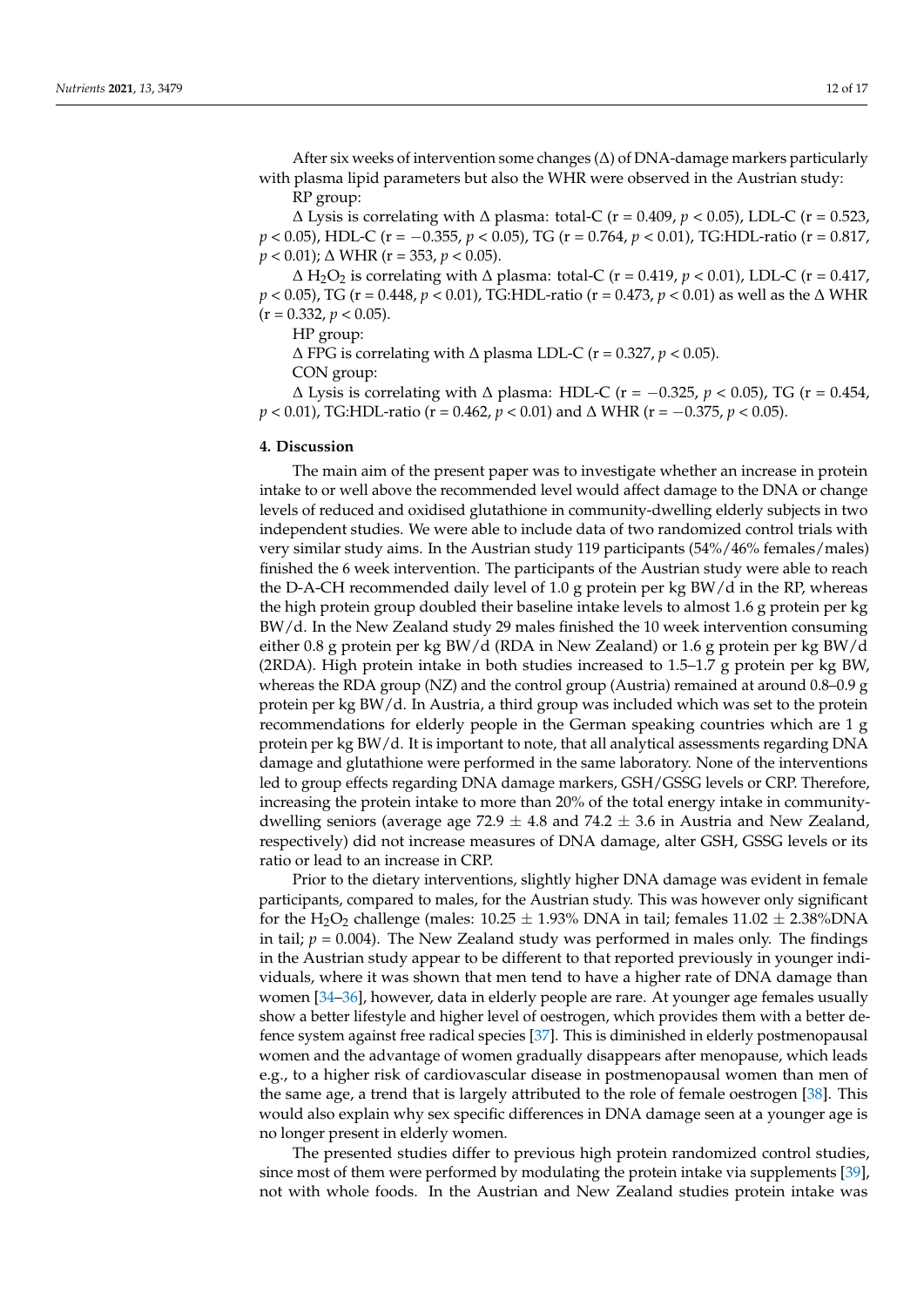After six weeks of intervention some changes (Δ) of DNA-damage markers particularly with plasma lipid parameters but also the WHR were observed in the Austrian study:

RP group:

Δ Lysis is correlating with Δ plasma: total-C ($r = 0.409$, $p < 0.05$), LDL-C ($r = 0.523$, $p < 0.05$), HDL-C ($r = -0.355$, $p < 0.05$), TG ($r = 0.764$, $p < 0.01$), TG:HDL-ratio ($r = 0.817$, $p < 0.01$); Δ WHR ($r = 353$, $p < 0.05$).

Δ $H_2O_2$ is correlating with Δ plasma: total-C ($r = 0.419$, $p < 0.01$), LDL-C ($r = 0.417$, $p < 0.05$), TG ($r = 0.448$, $p < 0.01$), TG:HDL-ratio ($r = 0.473$, $p < 0.01$) as well as the Δ WHR ($r = 0.332$, $p < 0.05$).

HP group:

Δ FPG is correlating with Δ plasma LDL-C ($r = 0.327$, $p < 0.05$).

CON group:

Δ Lysis is correlating with Δ plasma: HDL-C ($r = -0.325$, $p < 0.05$), TG ($r = 0.454$, $p < 0.01$), TG:HDL-ratio ($r = 0.462$, $p < 0.01$) and Δ WHR ($r = -0.375$, $p < 0.05$).

## 4. Discussion

The main aim of the present paper was to investigate whether an increase in protein intake to or well above the recommended level would affect damage to the DNA or change levels of reduced and oxidised glutathione in community-dwelling elderly subjects in two independent studies. We were able to include data of two randomized control trials with very similar study aims. In the Austrian study 119 participants (54%/46% females/males) finished the 6 week intervention. The participants of the Austrian study were able to reach the D-A-CH recommended daily level of 1.0 g protein per kg BW/d in the RP, whereas the high protein group doubled their baseline intake levels to almost 1.6 g protein per kg BW/d. In the New Zealand study 29 males finished the 10 week intervention consuming either 0.8 g protein per kg BW/d (RDA in New Zealand) or 1.6 g protein per kg BW/d (2RDA). High protein intake in both studies increased to 1.5–1.7 g protein per kg BW, whereas the RDA group (NZ) and the control group (Austria) remained at around 0.8–0.9 g protein per kg BW/d. In Austria, a third group was included which was set to the protein recommendations for elderly people in the German speaking countries which are 1 g protein per kg BW/d. It is important to note, that all analytical assessments regarding DNA damage and glutathione were performed in the same laboratory. None of the interventions led to group effects regarding DNA damage markers, GSH/GSSG levels or CRP. Therefore, increasing the protein intake to more than 20% of the total energy intake in community-dwelling seniors (average age $72.9 \pm 4.8$ and $74.2 \pm 3.6$ in Austria and New Zealand, respectively) did not increase measures of DNA damage, alter GSH, GSSG levels or its ratio or lead to an increase in CRP.

Prior to the dietary interventions, slightly higher DNA damage was evident in female participants, compared to males, for the Austrian study. This was however only significant for the $H_2O_2$ challenge (males: $10.25 \pm 1.93$% DNA in tail; females $11.02 \pm 2.38$%DNA in tail; $p = 0.004$). The New Zealand study was performed in males only. The findings in the Austrian study appear to be different to that reported previously in younger individuals, where it was shown that men tend to have a higher rate of DNA damage than women [34–36], however, data in elderly people are rare. At younger age females usually show a better lifestyle and higher level of oestrogen, which provides them with a better defence system against free radical species [37]. This is diminished in elderly postmenopausal women and the advantage of women gradually disappears after menopause, which leads e.g., to a higher risk of cardiovascular disease in postmenopausal women than men of the same age, a trend that is largely attributed to the role of female oestrogen [38]. This would also explain why sex specific differences in DNA damage seen at a younger age is no longer present in elderly women.

The presented studies differ to previous high protein randomized control studies, since most of them were performed by modulating the protein intake via supplements [39], not with whole foods. In the Austrian and New Zealand studies protein intake was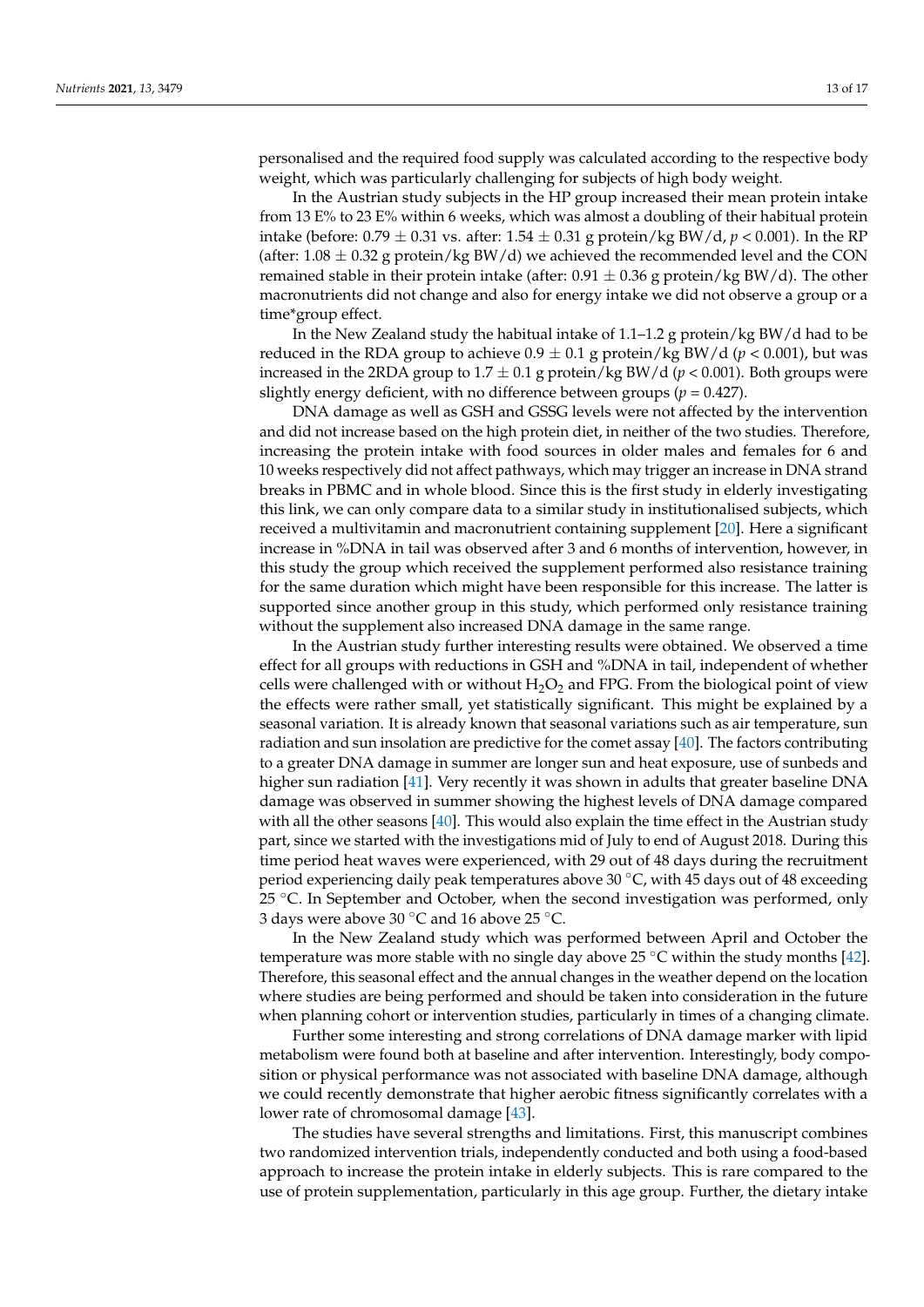personalised and the required food supply was calculated according to the respective body weight, which was particularly challenging for subjects of high body weight.

In the Austrian study subjects in the HP group increased their mean protein intake from 13 E% to 23 E% within 6 weeks, which was almost a doubling of their habitual protein intake (before: $0.79 \pm 0.31$ vs. after: $1.54 \pm 0.31$ g protein/kg BW/d, $p < 0.001$). In the RP (after: $1.08 \pm 0.32$ g protein/kg BW/d) we achieved the recommended level and the CON remained stable in their protein intake (after: $0.91 \pm 0.36$ g protein/kg BW/d). The other macronutrients did not change and also for energy intake we did not observe a group or a time*group effect.

In the New Zealand study the habitual intake of 1.1–1.2 g protein/kg BW/d had to be reduced in the RDA group to achieve $0.9 \pm 0.1$ g protein/kg BW/d ($p < 0.001$), but was increased in the 2RDA group to $1.7 \pm 0.1$ g protein/kg BW/d ($p < 0.001$). Both groups were slightly energy deficient, with no difference between groups ($p = 0.427$).

DNA damage as well as GSH and GSSG levels were not affected by the intervention and did not increase based on the high protein diet, in neither of the two studies. Therefore, increasing the protein intake with food sources in older males and females for 6 and 10 weeks respectively did not affect pathways, which may trigger an increase in DNA strand breaks in PBMC and in whole blood. Since this is the first study in elderly investigating this link, we can only compare data to a similar study in institutionalised subjects, which received a multivitamin and macronutrient containing supplement [20]. Here a significant increase in %DNA in tail was observed after 3 and 6 months of intervention, however, in this study the group which received the supplement performed also resistance training for the same duration which might have been responsible for this increase. The latter is supported since another group in this study, which performed only resistance training without the supplement also increased DNA damage in the same range.

In the Austrian study further interesting results were obtained. We observed a time effect for all groups with reductions in GSH and %DNA in tail, independent of whether cells were challenged with or without $H_2O_2$ and FPG. From the biological point of view the effects were rather small, yet statistically significant. This might be explained by a seasonal variation. It is already known that seasonal variations such as air temperature, sun radiation and sun insolation are predictive for the comet assay [40]. The factors contributing to a greater DNA damage in summer are longer sun and heat exposure, use of sunbeds and higher sun radiation [41]. Very recently it was shown in adults that greater baseline DNA damage was observed in summer showing the highest levels of DNA damage compared with all the other seasons [40]. This would also explain the time effect in the Austrian study part, since we started with the investigations mid of July to end of August 2018. During this time period heat waves were experienced, with 29 out of 48 days during the recruitment period experiencing daily peak temperatures above 30 °C, with 45 days out of 48 exceeding 25 °C. In September and October, when the second investigation was performed, only 3 days were above 30 °C and 16 above 25 °C.

In the New Zealand study which was performed between April and October the temperature was more stable with no single day above 25 °C within the study months [42]. Therefore, this seasonal effect and the annual changes in the weather depend on the location where studies are being performed and should be taken into consideration in the future when planning cohort or intervention studies, particularly in times of a changing climate.

Further some interesting and strong correlations of DNA damage marker with lipid metabolism were found both at baseline and after intervention. Interestingly, body composition or physical performance was not associated with baseline DNA damage, although we could recently demonstrate that higher aerobic fitness significantly correlates with a lower rate of chromosomal damage [43].

The studies have several strengths and limitations. First, this manuscript combines two randomized intervention trials, independently conducted and both using a food-based approach to increase the protein intake in elderly subjects. This is rare compared to the use of protein supplementation, particularly in this age group. Further, the dietary intake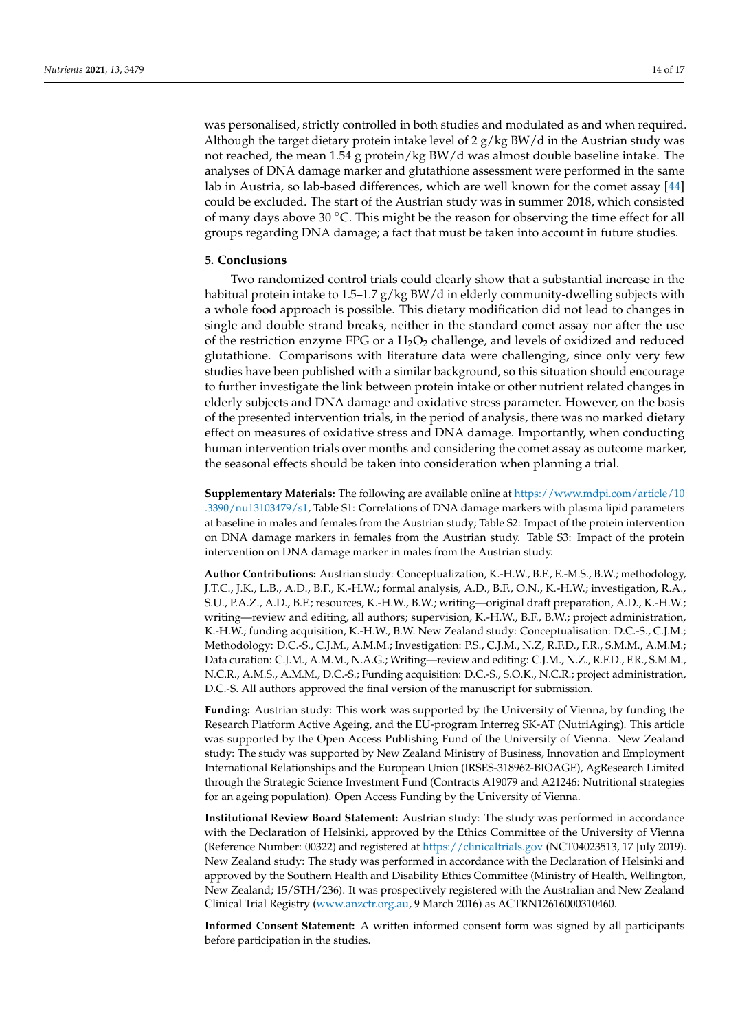was personalised, strictly controlled in both studies and modulated as and when required. Although the target dietary protein intake level of 2 g/kg BW/d in the Austrian study was not reached, the mean 1.54 g protein/kg BW/d was almost double baseline intake. The analyses of DNA damage marker and glutathione assessment were performed in the same lab in Austria, so lab-based differences, which are well known for the comet assay [44] could be excluded. The start of the Austrian study was in summer 2018, which consisted of many days above 30 °C. This might be the reason for observing the time effect for all groups regarding DNA damage; a fact that must be taken into account in future studies.

## 5. Conclusions

Two randomized control trials could clearly show that a substantial increase in the habitual protein intake to 1.5–1.7 g/kg BW/d in elderly community-dwelling subjects with a whole food approach is possible. This dietary modification did not lead to changes in single and double strand breaks, neither in the standard comet assay nor after the use of the restriction enzyme FPG or a $H_2O_2$ challenge, and levels of oxidized and reduced glutathione. Comparisons with literature data were challenging, since only very few studies have been published with a similar background, so this situation should encourage to further investigate the link between protein intake or other nutrient related changes in elderly subjects and DNA damage and oxidative stress parameter. However, on the basis of the presented intervention trials, in the period of analysis, there was no marked dietary effect on measures of oxidative stress and DNA damage. Importantly, when conducting human intervention trials over months and considering the comet assay as outcome marker, the seasonal effects should be taken into consideration when planning a trial.

**Supplementary Materials:** The following are available online at https://www.mdpi.com/article/10.3390/nu13103479/s1, Table S1: Correlations of DNA damage markers with plasma lipid parameters at baseline in males and females from the Austrian study; Table S2: Impact of the protein intervention on DNA damage markers in females from the Austrian study. Table S3: Impact of the protein intervention on DNA damage marker in males from the Austrian study.

**Author Contributions:** Austrian study: Conceptualization, K.-H.W., B.F., E.-M.S., B.W.; methodology, J.T.C., J.K., L.B., A.D., B.F., K.-H.W.; formal analysis, A.D., B.F., O.N., K.-H.W.; investigation, R.A., S.U., P.A.Z., A.D., B.F.; resources, K.-H.W., B.W.; writing—original draft preparation, A.D., K.-H.W.; writing—review and editing, all authors; supervision, K.-H.W., B.F., B.W.; project administration, K.-H.W.; funding acquisition, K.-H.W., B.W. New Zealand study: Conceptualisation: D.C.-S., C.J.M.; Methodology: D.C.-S., C.J.M., A.M.M.; Investigation: P.S., C.J.M., N.Z, R.F.D., F.R., S.M.M., A.M.M.; Data curation: C.J.M., A.M.M., N.A.G.; Writing—review and editing: C.J.M., N.Z., R.F.D., F.R., S.M.M., N.C.R., A.M.S., A.M.M., D.C.-S.; Funding acquisition: D.C.-S., S.O.K., N.C.R.; project administration, D.C.-S. All authors approved the final version of the manuscript for submission.

**Funding:** Austrian study: This work was supported by the University of Vienna, by funding the Research Platform Active Ageing, and the EU-program Interreg SK-AT (NutriAging). This article was supported by the Open Access Publishing Fund of the University of Vienna. New Zealand study: The study was supported by New Zealand Ministry of Business, Innovation and Employment International Relationships and the European Union (IRSES-318962-BIOAGE), AgResearch Limited through the Strategic Science Investment Fund (Contracts A19079 and A21246: Nutritional strategies for an ageing population). Open Access Funding by the University of Vienna.

**Institutional Review Board Statement:** Austrian study: The study was performed in accordance with the Declaration of Helsinki, approved by the Ethics Committee of the University of Vienna (Reference Number: 00322) and registered at https://clinicaltrials.gov (NCT04023513, 17 July 2019). New Zealand study: The study was performed in accordance with the Declaration of Helsinki and approved by the Southern Health and Disability Ethics Committee (Ministry of Health, Wellington, New Zealand; 15/STH/236). It was prospectively registered with the Australian and New Zealand Clinical Trial Registry (www.anzctr.org.au, 9 March 2016) as ACTRN12616000310460.

**Informed Consent Statement:** A written informed consent form was signed by all participants before participation in the studies.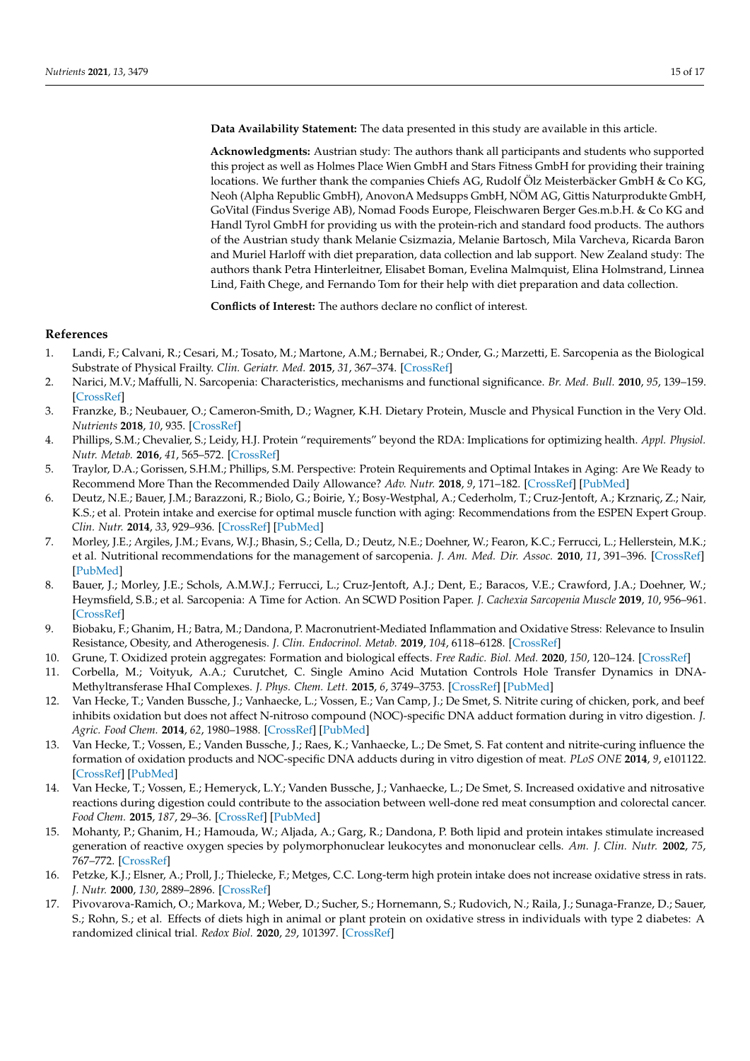**Data Availability Statement:** The data presented in this study are available in this article.

**Acknowledgments:** Austrian study: The authors thank all participants and students who supported this project as well as Holmes Place Wien GmbH and Stars Fitness GmbH for providing their training locations. We further thank the companies Chiefs AG, Rudolf Ölz Meisterbäcker GmbH & Co KG, Neoh (Alpha Republic GmbH), AnovonA Medsupps GmbH, NÖM AG, Gittis Naturprodukte GmbH, GoVital (Findus Sverige AB), Nomad Foods Europe, Fleischwaren Berger Ges.m.b.H. & Co KG and Handl Tyrol GmbH for providing us with the protein-rich and standard food products. The authors of the Austrian study thank Melanie Csizmazia, Melanie Bartosch, Mila Varcheva, Ricarda Baron and Muriel Harloff with diet preparation, data collection and lab support. New Zealand study: The authors thank Petra Hinterleitner, Elisabet Boman, Evelina Malmquist, Elina Holmstrand, Linnea Lind, Faith Chege, and Fernando Tom for their help with diet preparation and data collection.

**Conflicts of Interest:** The authors declare no conflict of interest.

## References

1. Landi, F.; Calvani, R.; Cesari, M.; Tosato, M.; Martone, A.M.; Bernabei, R.; Onder, G.; Marzetti, E. Sarcopenia as the Biological Substrate of Physical Frailty. *Clin. Geriatr. Med.* **2015**, *31*, 367–374. [CrossRef]
2. Narici, M.V.; Maffulli, N. Sarcopenia: Characteristics, mechanisms and functional significance. *Br. Med. Bull.* **2010**, *95*, 139–159. [CrossRef]
3. Franzke, B.; Neubauer, O.; Cameron-Smith, D.; Wagner, K.H. Dietary Protein, Muscle and Physical Function in the Very Old. *Nutrients* **2018**, *10*, 935. [CrossRef]
4. Phillips, S.M.; Chevalier, S.; Leidy, H.J. Protein "requirements" beyond the RDA: Implications for optimizing health. *Appl. Physiol. Nutr. Metab.* **2016**, *41*, 565–572. [CrossRef]
5. Traylor, D.A.; Gorissen, S.H.M.; Phillips, S.M. Perspective: Protein Requirements and Optimal Intakes in Aging: Are We Ready to Recommend More Than the Recommended Daily Allowance? *Adv. Nutr.* **2018**, *9*, 171–182. [CrossRef] [PubMed]
6. Deutz, N.E.; Bauer, J.M.; Barazzoni, R.; Biolo, G.; Boirie, Y.; Bosy-Westphal, A.; Cederholm, T.; Cruz-Jentoft, A.; Krznariç, Z.; Nair, K.S.; et al. Protein intake and exercise for optimal muscle function with aging: Recommendations from the ESPEN Expert Group. *Clin. Nutr.* **2014**, *33*, 929–936. [CrossRef] [PubMed]
7. Morley, J.E.; Argiles, J.M.; Evans, W.J.; Bhasin, S.; Cella, D.; Deutz, N.E.; Doehner, W.; Fearon, K.C.; Ferrucci, L.; Hellerstein, M.K.; et al. Nutritional recommendations for the management of sarcopenia. *J. Am. Med. Dir. Assoc.* **2010**, *11*, 391–396. [CrossRef] [PubMed]
8. Bauer, J.; Morley, J.E.; Schols, A.M.W.J.; Ferrucci, L.; Cruz-Jentoft, A.J.; Dent, E.; Baracos, V.E.; Crawford, J.A.; Doehner, W.; Heymsfield, S.B.; et al. Sarcopenia: A Time for Action. An SCWD Position Paper. *J. Cachexia Sarcopenia Muscle* **2019**, *10*, 956–961. [CrossRef]
9. Biobaku, F.; Ghanim, H.; Batra, M.; Dandona, P. Macronutrient-Mediated Inflammation and Oxidative Stress: Relevance to Insulin Resistance, Obesity, and Atherogenesis. *J. Clin. Endocrinol. Metab.* **2019**, *104*, 6118–6128. [CrossRef]
10. Grune, T. Oxidized protein aggregates: Formation and biological effects. *Free Radic. Biol. Med.* **2020**, *150*, 120–124. [CrossRef]
11. Corbella, M.; Voityuk, A.A.; Curutchet, C. Single Amino Acid Mutation Controls Hole Transfer Dynamics in DNA-Methyltransferase HhaI Complexes. *J. Phys. Chem. Lett.* **2015**, *6*, 3749–3753. [CrossRef] [PubMed]
12. Van Hecke, T.; Vanden Bussche, J.; Vanhaecke, L.; Vossen, E.; Van Camp, J.; De Smet, S. Nitrite curing of chicken, pork, and beef inhibits oxidation but does not affect N-nitroso compound (NOC)-specific DNA adduct formation during in vitro digestion. *J. Agric. Food Chem.* **2014**, *62*, 1980–1988. [CrossRef] [PubMed]
13. Van Hecke, T.; Vossen, E.; Vanden Bussche, J.; Raes, K.; Vanhaecke, L.; De Smet, S. Fat content and nitrite-curing influence the formation of oxidation products and NOC-specific DNA adducts during in vitro digestion of meat. *PLoS ONE* **2014**, *9*, e101122. [CrossRef] [PubMed]
14. Van Hecke, T.; Vossen, E.; Hemeryck, L.Y.; Vanden Bussche, J.; Vanhaecke, L.; De Smet, S. Increased oxidative and nitrosative reactions during digestion could contribute to the association between well-done red meat consumption and colorectal cancer. *Food Chem.* **2015**, *187*, 29–36. [CrossRef] [PubMed]
15. Mohanty, P.; Ghanim, H.; Hamouda, W.; Aljada, A.; Garg, R.; Dandona, P. Both lipid and protein intakes stimulate increased generation of reactive oxygen species by polymorphonuclear leukocytes and mononuclear cells. *Am. J. Clin. Nutr.* **2002**, *75*, 767–772. [CrossRef]
16. Petzke, K.J.; Elsner, A.; Proll, J.; Thielecke, F.; Metges, C.C. Long-term high protein intake does not increase oxidative stress in rats. *J. Nutr.* **2000**, *130*, 2889–2896. [CrossRef]
17. Pivovarova-Ramich, O.; Markova, M.; Weber, D.; Sucher, S.; Hornemann, S.; Rudovich, N.; Raila, J.; Sunaga-Franze, D.; Sauer, S.; Rohn, S.; et al. Effects of diets high in animal or plant protein on oxidative stress in individuals with type 2 diabetes: A randomized clinical trial. *Redox Biol.* **2020**, *29*, 101397. [CrossRef]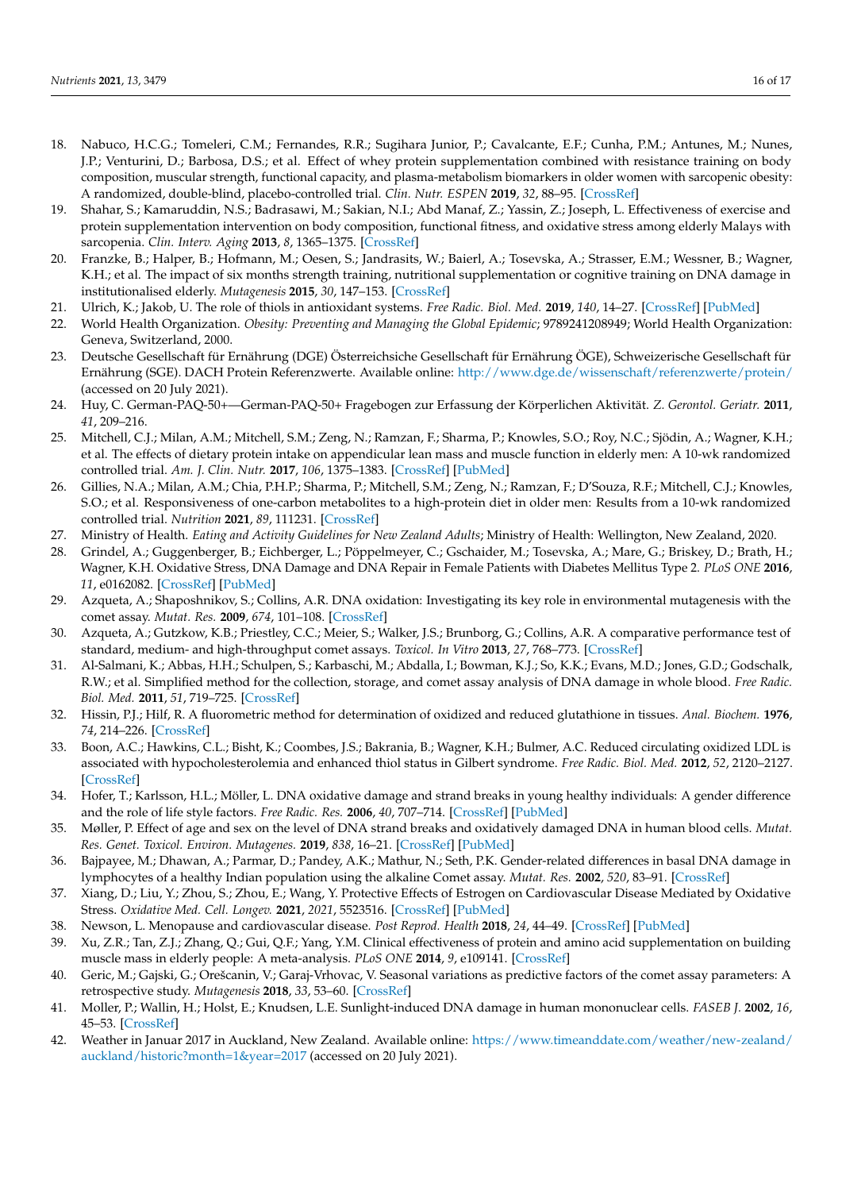18. Nabuco, H.C.G.; Tomeleri, C.M.; Fernandes, R.R.; Sugihara Junior, P.; Cavalcante, E.F.; Cunha, P.M.; Antunes, M.; Nunes, J.P.; Venturini, D.; Barbosa, D.S.; et al. Effect of whey protein supplementation combined with resistance training on body composition, muscular strength, functional capacity, and plasma-metabolism biomarkers in older women with sarcopenic obesity: A randomized, double-blind, placebo-controlled trial. *Clin. Nutr. ESPEN* **2019**, *32*, 88–95. [CrossRef]
19. Shahar, S.; Kamaruddin, N.S.; Badrasawi, M.; Sakian, N.I.; Abd Manaf, Z.; Yassin, Z.; Joseph, L. Effectiveness of exercise and protein supplementation intervention on body composition, functional fitness, and oxidative stress among elderly Malays with sarcopenia. *Clin. Interv. Aging* **2013**, *8*, 1365–1375. [CrossRef]
20. Franzke, B.; Halper, B.; Hofmann, M.; Oesen, S.; Jandrasits, W.; Baierl, A.; Tosevska, A.; Strasser, E.M.; Wessner, B.; Wagner, K.H.; et al. The impact of six months strength training, nutritional supplementation or cognitive training on DNA damage in institutionalised elderly. *Mutagenesis* **2015**, *30*, 147–153. [CrossRef]
21. Ulrich, K.; Jakob, U. The role of thiols in antioxidant systems. *Free Radic. Biol. Med.* **2019**, *140*, 14–27. [CrossRef] [PubMed]
22. World Health Organization. *Obesity: Preventing and Managing the Global Epidemic*; 9789241208949; World Health Organization: Geneva, Switzerland, 2000.
23. Deutsche Gesellschaft für Ernährung (DGE) Österreichsische Gesellschaft für Ernährung ÖGE), Schweizerische Gesellschaft für Ernährung (SGE). DACH Protein Referenzwerte. Available online: http://www.dge.de/wissenschaft/referenzwerte/protein/ (accessed on 20 July 2021).
24. Huy, C. German-PAQ-50+—German-PAQ-50+ Fragebogen zur Erfassung der Körperlichen Aktivität. *Z. Gerontol. Geriatr.* **2011**, *41*, 209–216.
25. Mitchell, C.J.; Milan, A.M.; Mitchell, S.M.; Zeng, N.; Ramzan, F.; Sharma, P.; Knowles, S.O.; Roy, N.C.; Sjödin, A.; Wagner, K.H.; et al. The effects of dietary protein intake on appendicular lean mass and muscle function in elderly men: A 10-wk randomized controlled trial. *Am. J. Clin. Nutr.* **2017**, *106*, 1375–1383. [CrossRef] [PubMed]
26. Gillies, N.A.; Milan, A.M.; Chia, P.H.P.; Sharma, P.; Mitchell, S.M.; Zeng, N.; Ramzan, F.; D'Souza, R.F.; Mitchell, C.J.; Knowles, S.O.; et al. Responsiveness of one-carbon metabolites to a high-protein diet in older men: Results from a 10-wk randomized controlled trial. *Nutrition* **2021**, *89*, 111231. [CrossRef]
27. Ministry of Health. *Eating and Activity Guidelines for New Zealand Adults*; Ministry of Health: Wellington, New Zealand, 2020.
28. Grindel, A.; Guggenberger, B.; Eichberger, L.; Pöppelmeyer, C.; Gschaider, M.; Tosevska, A.; Mare, G.; Briskey, D.; Brath, H.; Wagner, K.H. Oxidative Stress, DNA Damage and DNA Repair in Female Patients with Diabetes Mellitus Type 2. *PLoS ONE* **2016**, *11*, e0162082. [CrossRef] [PubMed]
29. Azqueta, A.; Shaposhnikov, S.; Collins, A.R. DNA oxidation: Investigating its key role in environmental mutagenesis with the comet assay. *Mutat. Res.* **2009**, *674*, 101–108. [CrossRef]
30. Azqueta, A.; Gutzkow, K.B.; Priestley, C.C.; Meier, S.; Walker, J.S.; Brunborg, G.; Collins, A.R. A comparative performance test of standard, medium- and high-throughput comet assays. *Toxicol. In Vitro* **2013**, *27*, 768–773. [CrossRef]
31. Al-Salmani, K.; Abbas, H.H.; Schulpen, S.; Karbaschi, M.; Abdalla, I.; Bowman, K.J.; So, K.K.; Evans, M.D.; Jones, G.D.; Godschalk, R.W.; et al. Simplified method for the collection, storage, and comet assay analysis of DNA damage in whole blood. *Free Radic. Biol. Med.* **2011**, *51*, 719–725. [CrossRef]
32. Hissin, P.J.; Hilf, R. A fluorometric method for determination of oxidized and reduced glutathione in tissues. *Anal. Biochem.* **1976**, *74*, 214–226. [CrossRef]
33. Boon, A.C.; Hawkins, C.L.; Bisht, K.; Coombes, J.S.; Bakrania, B.; Wagner, K.H.; Bulmer, A.C. Reduced circulating oxidized LDL is associated with hypocholesterolemia and enhanced thiol status in Gilbert syndrome. *Free Radic. Biol. Med.* **2012**, *52*, 2120–2127. [CrossRef]
34. Hofer, T.; Karlsson, H.L.; Möller, L. DNA oxidative damage and strand breaks in young healthy individuals: A gender difference and the role of life style factors. *Free Radic. Res.* **2006**, *40*, 707–714. [CrossRef] [PubMed]
35. Møller, P. Effect of age and sex on the level of DNA strand breaks and oxidatively damaged DNA in human blood cells. *Mutat. Res. Genet. Toxicol. Environ. Mutagenes.* **2019**, *838*, 16–21. [CrossRef] [PubMed]
36. Bajpayee, M.; Dhawan, A.; Parmar, D.; Pandey, A.K.; Mathur, N.; Seth, P.K. Gender-related differences in basal DNA damage in lymphocytes of a healthy Indian population using the alkaline Comet assay. *Mutat. Res.* **2002**, *520*, 83–91. [CrossRef]
37. Xiang, D.; Liu, Y.; Zhou, S.; Zhou, E.; Wang, Y. Protective Effects of Estrogen on Cardiovascular Disease Mediated by Oxidative Stress. *Oxidative Med. Cell. Longev.* **2021**, *2021*, 5523516. [CrossRef] [PubMed]
38. Newson, L. Menopause and cardiovascular disease. *Post Reprod. Health* **2018**, *24*, 44–49. [CrossRef] [PubMed]
39. Xu, Z.R.; Tan, Z.J.; Zhang, Q.; Gui, Q.F.; Yang, Y.M. Clinical effectiveness of protein and amino acid supplementation on building muscle mass in elderly people: A meta-analysis. *PLoS ONE* **2014**, *9*, e109141. [CrossRef]
40. Geric, M.; Gajski, G.; Oreščanin, V.; Garaj-Vrhovac, V. Seasonal variations as predictive factors of the comet assay parameters: A retrospective study. *Mutagenesis* **2018**, *33*, 53–60. [CrossRef]
41. Moller, P.; Wallin, H.; Holst, E.; Knudsen, L.E. Sunlight-induced DNA damage in human mononuclear cells. *FASEB J.* **2002**, *16*, 45–53. [CrossRef]
42. Weather in Januar 2017 in Auckland, New Zealand. Available online: https://www.timeanddate.com/weather/new-zealand/auckland/historic?month=1&year=2017 (accessed on 20 July 2021).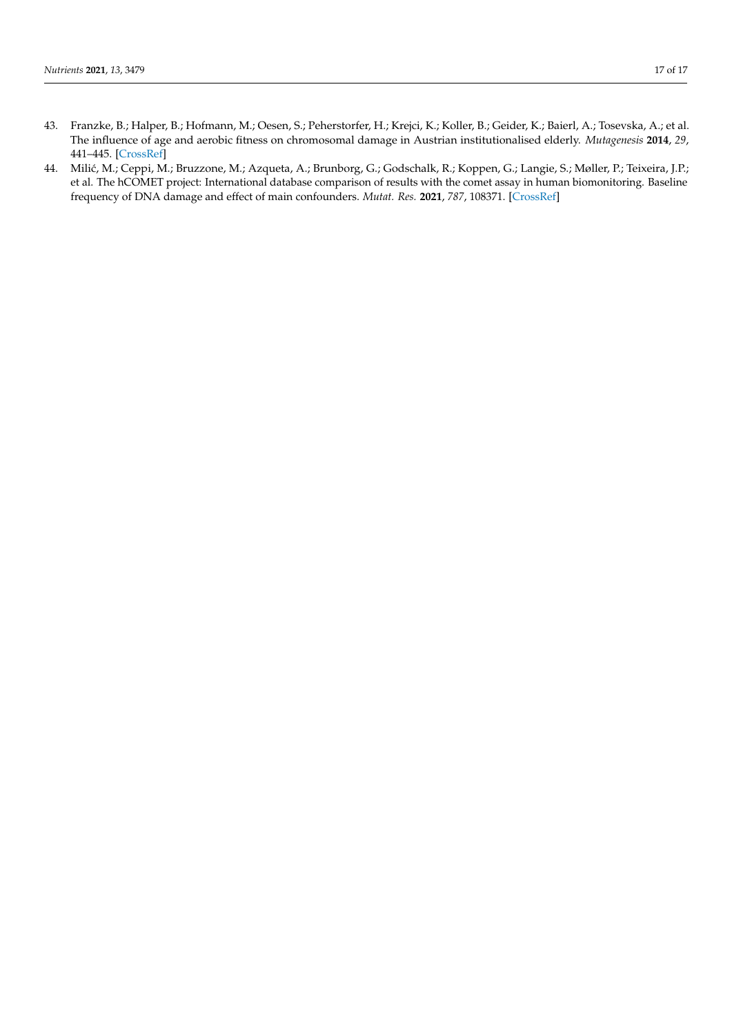43. Franzke, B.; Halper, B.; Hofmann, M.; Oesen, S.; Peherstorfer, H.; Krejci, K.; Koller, B.; Geider, K.; Baierl, A.; Tosevska, A.; et al. The influence of age and aerobic fitness on chromosomal damage in Austrian institutionalised elderly. *Mutagenesis* **2014**, *29*, 441–445. [CrossRef]
44. Milić, M.; Ceppi, M.; Bruzzone, M.; Azqueta, A.; Brunborg, G.; Godschalk, R.; Koppen, G.; Langie, S.; Møller, P.; Teixeira, J.P.; et al. The hCOMET project: International database comparison of results with the comet assay in human biomonitoring. Baseline frequency of DNA damage and effect of main confounders. *Mutat. Res.* **2021**, *787*, 108371. [CrossRef]